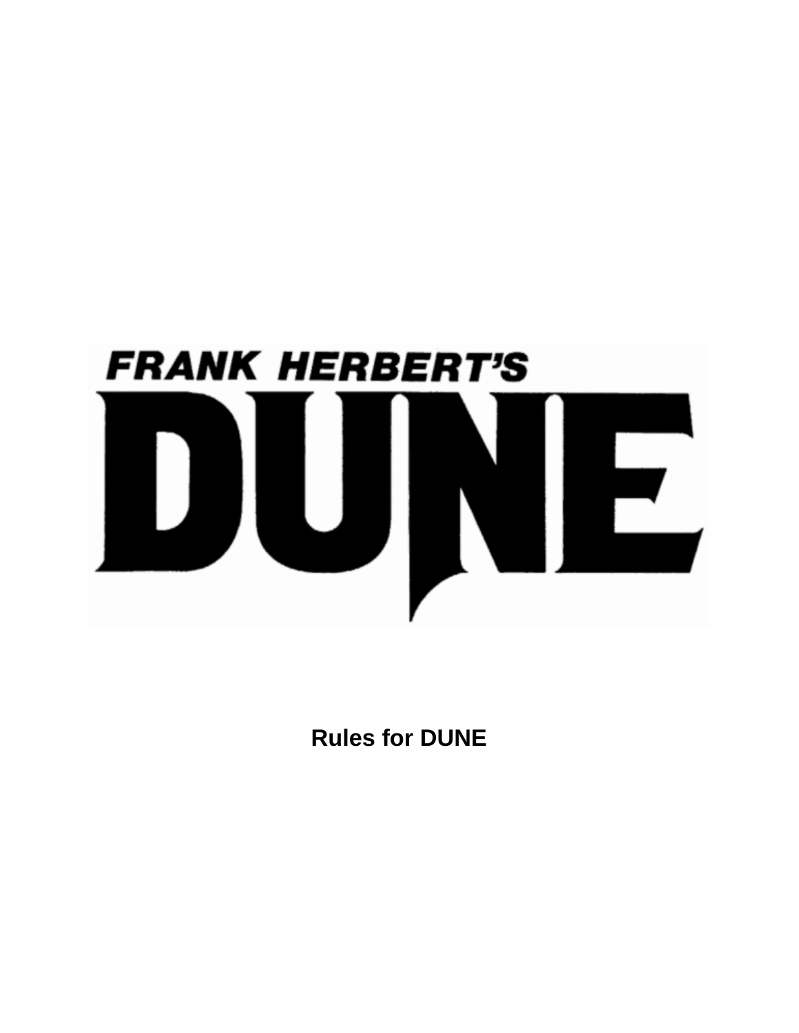# FRANK HERBERT'S DUNE

**Rules for DUNE**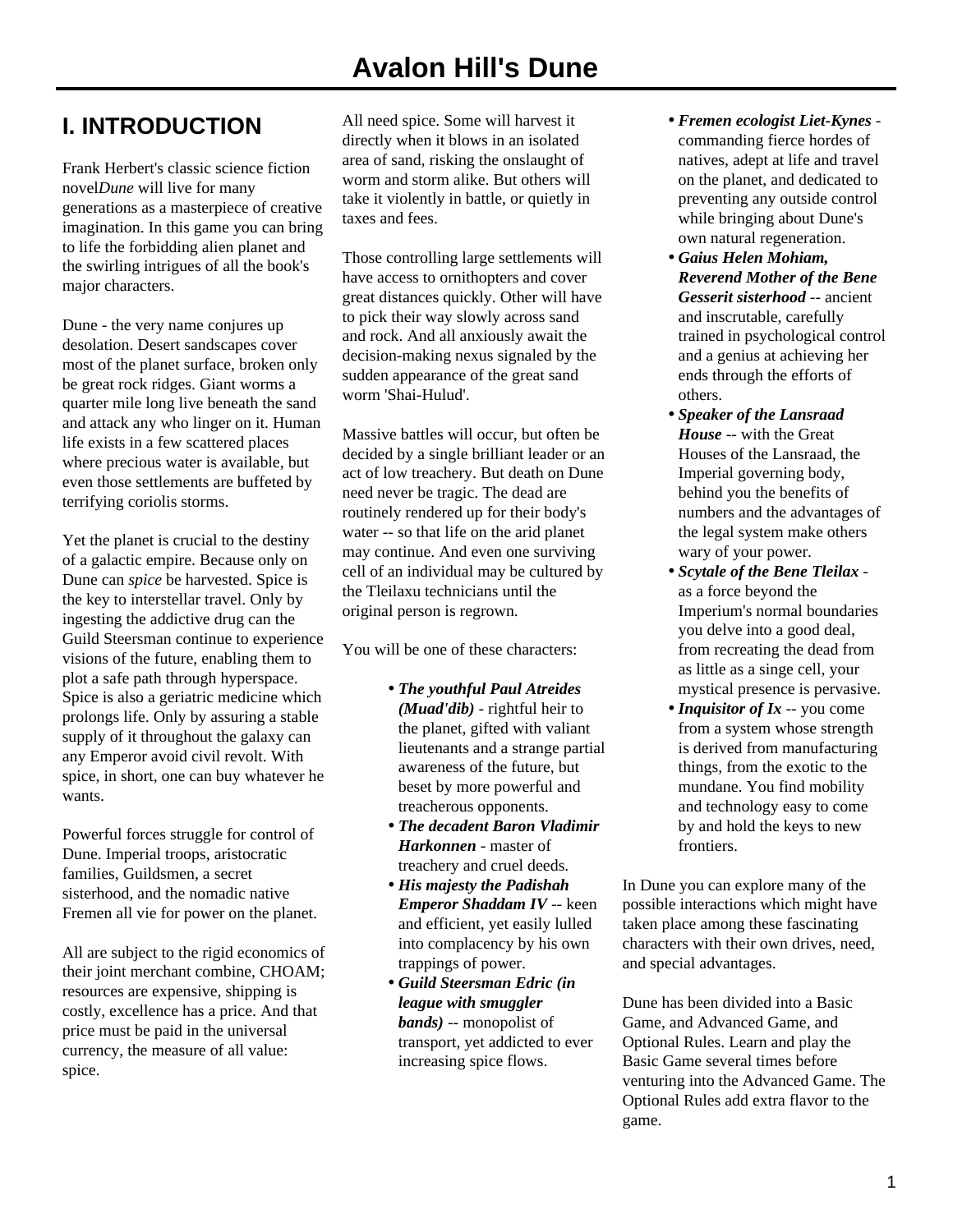# Avalon Hill's Dune

## I. INTRODUCTION

Frank Herbert's classic science fiction novel*Dune* will live for many generations as a masterpiece of creative imagination. In this game you can bring to life the forbidding alien planet and the swirling intrigues of all the book's major characters.

Dune - the very name conjures up desolation. Desert sandscapes cover most of the planet surface, broken only be great rock ridges. Giant worms a quarter mile long live beneath the sand and attack any who linger on it. Human life exists in a few scattered places where precious water is available, but even those settlements are buffeted by terrifying coriolis storms.

Yet the planet is crucial to the destiny of a galactic empire. Because only on Dune can *spice* be harvested. Spice is the key to interstellar travel. Only by ingesting the addictive drug can the Guild Steersman continue to experience visions of the future, enabling them to plot a safe path through hyperspace. Spice is also a geriatric medicine which prolongs life. Only by assuring a stable supply of it throughout the galaxy can any Emperor avoid civil revolt. With spice, in short, one can buy whatever he wants.

Powerful forces struggle for control of Dune. Imperial troops, aristocratic families, Guildsmen, a secret sisterhood, and the nomadic native Fremen all vie for power on the planet.

All are subject to the rigid economics of their joint merchant combine, CHOAM; resources are expensive, shipping is costly, excellence has a price. And that price must be paid in the universal currency, the measure of all value: spice.

All need spice. Some will harvest it directly when it blows in an isolated area of sand, risking the onslaught of worm and storm alike. But others will take it violently in battle, or quietly in taxes and fees.

Those controlling large settlements will have access to ornithopters and cover great distances quickly. Other will have to pick their way slowly across sand and rock. And all anxiously await the decision-making nexus signaled by the sudden appearance of the great sand worm 'Shai-Hulud'.

Massive battles will occur, but often be decided by a single brilliant leader or an act of low treachery. But death on Dune need never be tragic. The dead are routinely rendered up for their body's water -- so that life on the arid planet may continue. And even one surviving cell of an individual may be cultured by the Tleilaxu technicians until the original person is regrown.

You will be one of these characters:

- ***The youthful Paul Atreides (Muad'dib)*** - rightful heir to the planet, gifted with valiant lieutenants and a strange partial awareness of the future, but beset by more powerful and treacherous opponents.
- ***The decadent Baron Vladimir Harkonnen*** - master of treachery and cruel deeds.
- ***His majesty the Padishah Emperor Shaddam IV*** -- keen and efficient, yet easily lulled into complacency by his own trappings of power.
- ***Guild Steersman Edric (in league with smuggler bands)*** -- monopolist of transport, yet addicted to ever increasing spice flows.
- ***Fremen ecologist Liet-Kynes*** - commanding fierce hordes of natives, adept at life and travel on the planet, and dedicated to preventing any outside control while bringing about Dune's own natural regeneration.
- ***Gaius Helen Mohiam, Reverend Mother of the Bene Gesserit sisterhood*** -- ancient and inscrutable, carefully trained in psychological control and a genius at achieving her ends through the efforts of others.
- ***Speaker of the Lansraad House*** -- with the Great Houses of the Lansraad, the Imperial governing body, behind you the benefits of numbers and the advantages of the legal system make others wary of your power.
- ***Scytale of the Bene Tleilax*** - as a force beyond the Imperium's normal boundaries you delve into a good deal, from recreating the dead from as little as a singe cell, your mystical presence is pervasive.
- ***Inquisitor of Ix*** -- you come from a system whose strength is derived from manufacturing things, from the exotic to the mundane. You find mobility and technology easy to come by and hold the keys to new frontiers.

In Dune you can explore many of the possible interactions which might have taken place among these fascinating characters with their own drives, need, and special advantages.

Dune has been divided into a Basic Game, and Advanced Game, and Optional Rules. Learn and play the Basic Game several times before venturing into the Advanced Game. The Optional Rules add extra flavor to the game.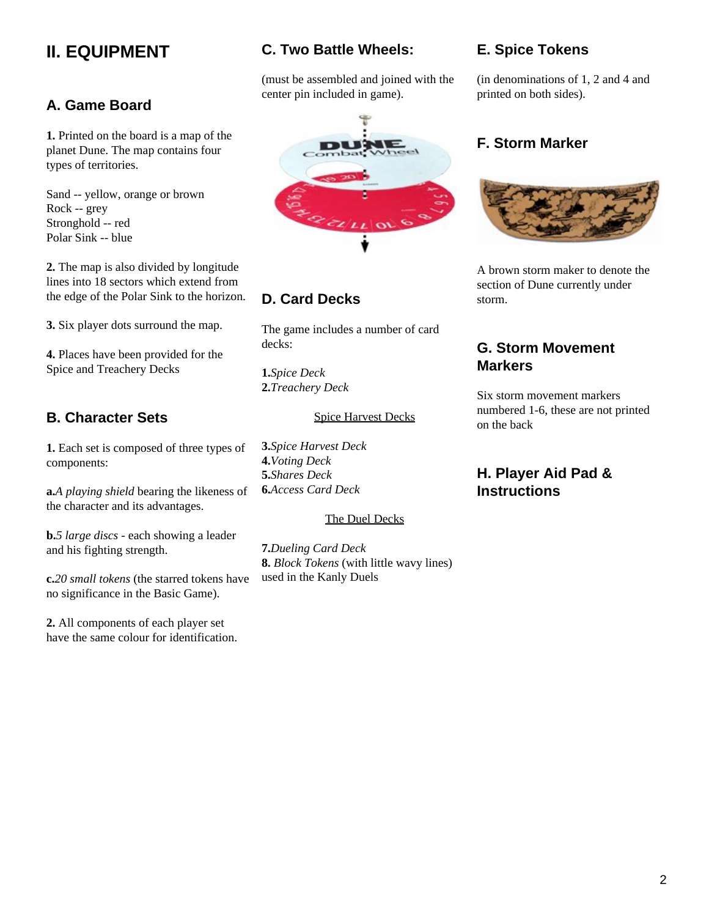# II. EQUIPMENT

## A. Game Board

**1.** Printed on the board is a map of the planet Dune. The map contains four types of territories.

Sand -- yellow, orange or brown
Rock -- grey
Stronghold -- red
Polar Sink -- blue

**2.** The map is also divided by longitude lines into 18 sectors which extend from the edge of the Polar Sink to the horizon.

**3.** Six player dots surround the map.

**4.** Places have been provided for the Spice and Treachery Decks

## B. Character Sets

**1.** Each set is composed of three types of components:

**a.** *A playing shield* bearing the likeness of the character and its advantages.

**b.** *5 large discs* - each showing a leader and his fighting strength.

**c.** *20 small tokens* (the starred tokens have no significance in the Basic Game).

**2.** All components of each player set have the same colour for identification.

## C. Two Battle Wheels:

(must be assembled and joined with the center pin included in game).

## D. Card Decks

The game includes a number of card decks:

**1.** *Spice Deck*
**2.** *Treachery Deck*

Spice Harvest Decks

**3.** *Spice Harvest Deck*
**4.** *Voting Deck*
**5.** *Shares Deck*
**6.** *Access Card Deck*

The Duel Decks

**7.** *Dueling Card Deck*
**8.** *Block Tokens* (with little wavy lines) used in the Kanly Duels

## E. Spice Tokens

(in denominations of 1, 2 and 4 and printed on both sides).

## F. Storm Marker

A brown storm maker to denote the section of Dune currently under storm.

## G. Storm Movement Markers

Six storm movement markers numbered 1-6, these are not printed on the back

## H. Player Aid Pad & Instructions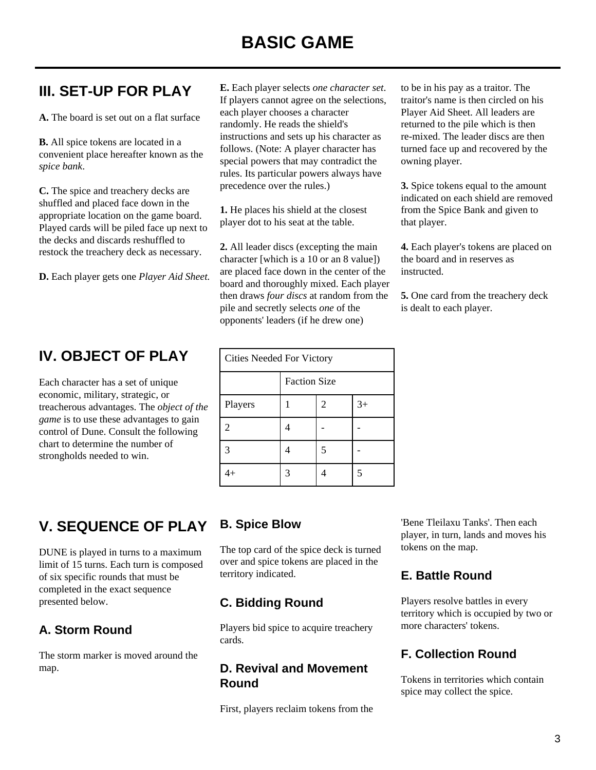# BASIC GAME

## III. SET-UP FOR PLAY

**A.** The board is set out on a flat surface

**B.** All spice tokens are located in a convenient place hereafter known as the *spice bank*.

**C.** The spice and treachery decks are shuffled and placed face down in the appropriate location on the game board. Played cards will be piled face up next to the decks and discards reshuffled to restock the treachery deck as necessary.

**D.** Each player gets one *Player Aid Sheet.*

**E.** Each player selects *one character set*. If players cannot agree on the selections, each player chooses a character randomly. He reads the shield's instructions and sets up his character as follows. (Note: A player character has special powers that may contradict the rules. Its particular powers always have precedence over the rules.)

**1.** He places his shield at the closest player dot to his seat at the table.

**2.** All leader discs (excepting the main character [which is a 10 or an 8 value]) are placed face down in the center of the board and thoroughly mixed. Each player then draws *four discs* at random from the pile and secretly selects *one* of the opponents' leaders (if he drew one) to be in his pay as a traitor. The traitor's name is then circled on his Player Aid Sheet. All leaders are returned to the pile which is then re-mixed. The leader discs are then turned face up and recovered by the owning player.

**3.** Spice tokens equal to the amount indicated on each shield are removed from the Spice Bank and given to that player.

**4.** Each player's tokens are placed on the board and in reserves as instructed.

**5.** One card from the treachery deck is dealt to each player.

## IV. OBJECT OF PLAY

Each character has a set of unique economic, military, strategic, or treacherous advantages. The *object of the game* is to use these advantages to gain control of Dune. Consult the following chart to determine the number of strongholds needed to win.

| Cities Needed For Victory | | | |
|---|---|---|---|
| | Faction Size | | |
| Players | 1 | 2 | 3+ |
| 2 | 4 | - | - |
| 3 | 4 | 5 | - |
| 4+ | 3 | 4 | 5 |

## V. SEQUENCE OF PLAY

DUNE is played in turns to a maximum limit of 15 turns. Each turn is composed of six specific rounds that must be completed in the exact sequence presented below.

### A. Storm Round

The storm marker is moved around the map.

### B. Spice Blow

The top card of the spice deck is turned over and spice tokens are placed in the territory indicated.

### C. Bidding Round

Players bid spice to acquire treachery cards.

### D. Revival and Movement Round

First, players reclaim tokens from the 'Bene Tleilaxu Tanks'. Then each player, in turn, lands and moves his tokens on the map.

### E. Battle Round

Players resolve battles in every territory which is occupied by two or more characters' tokens.

### F. Collection Round

Tokens in territories which contain spice may collect the spice.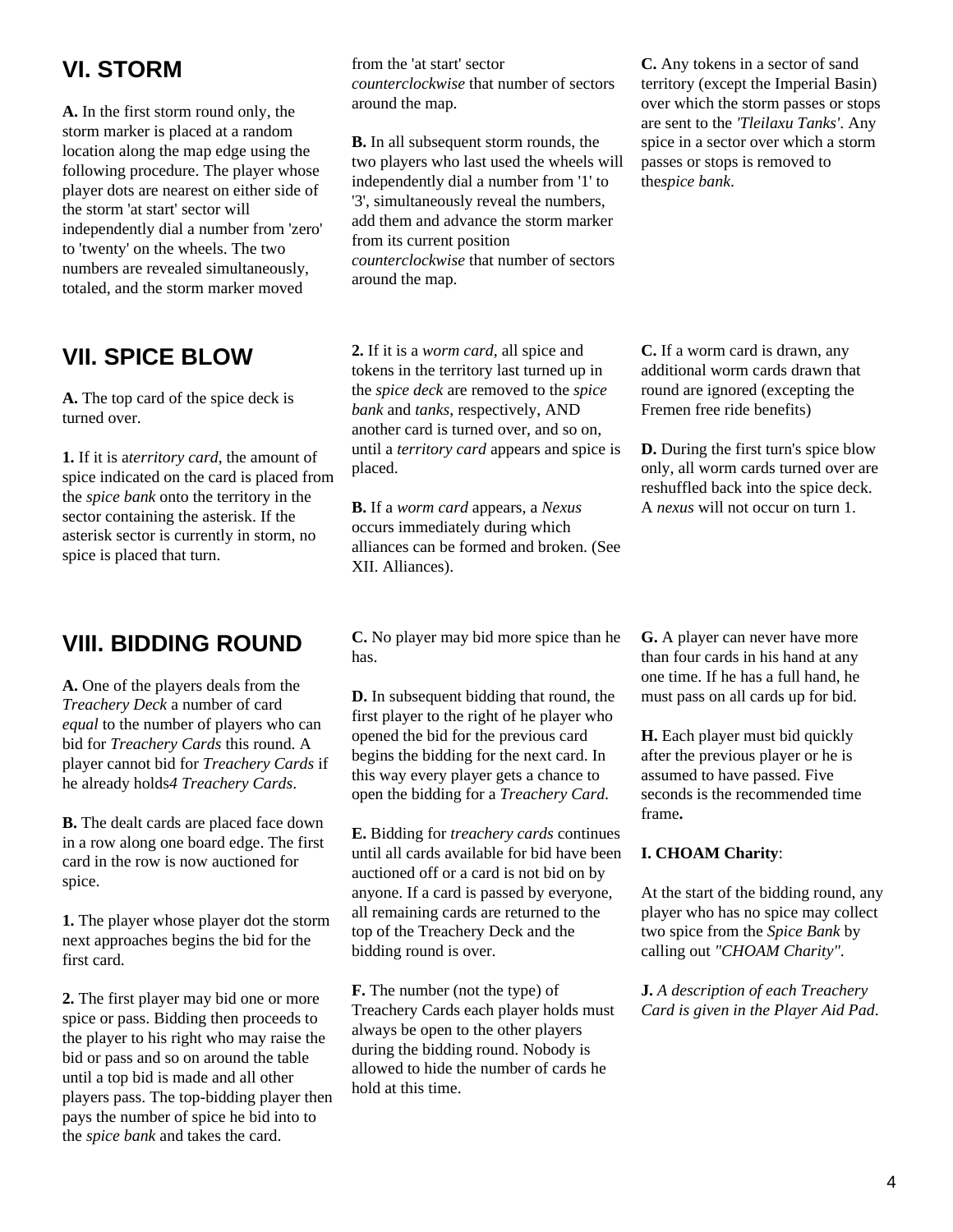## VI. STORM

**A.** In the first storm round only, the storm marker is placed at a random location along the map edge using the following procedure. The player whose player dots are nearest on either side of the storm 'at start' sector will independently dial a number from 'zero' to 'twenty' on the wheels. The two numbers are revealed simultaneously, totaled, and the storm marker moved from the 'at start' sector *counterclockwise* that number of sectors around the map.

**B.** In all subsequent storm rounds, the two players who last used the wheels will independently dial a number from '1' to '3', simultaneously reveal the numbers, add them and advance the storm marker from its current position *counterclockwise* that number of sectors around the map.

**C.** Any tokens in a sector of sand territory (except the Imperial Basin) over which the storm passes or stops are sent to the *'Tleilaxu Tanks'*. Any spice in a sector over which a storm passes or stops is removed to the*spice bank*.

## VII. SPICE BLOW

**A.** The top card of the spice deck is turned over.

**1.** If it is a*territory card*, the amount of spice indicated on the card is placed from the *spice bank* onto the territory in the sector containing the asterisk. If the asterisk sector is currently in storm, no spice is placed that turn.

**2.** If it is a *worm card*, all spice and tokens in the territory last turned up in the *spice deck* are removed to the *spice bank* and *tanks*, respectively, AND another card is turned over, and so on, until a *territory card* appears and spice is placed.

**B.** If a *worm card* appears, a *Nexus* occurs immediately during which alliances can be formed and broken. (See XII. Alliances).

**C.** If a worm card is drawn, any additional worm cards drawn that round are ignored (excepting the Fremen free ride benefits)

**D.** During the first turn's spice blow only, all worm cards turned over are reshuffled back into the spice deck. A *nexus* will not occur on turn 1.

## VIII. BIDDING ROUND

**A.** One of the players deals from the *Treachery Deck* a number of card *equal* to the number of players who can bid for *Treachery Cards* this round. A player cannot bid for *Treachery Cards* if he already holds*4 Treachery Cards*.

**B.** The dealt cards are placed face down in a row along one board edge. The first card in the row is now auctioned for spice.

**1.** The player whose player dot the storm next approaches begins the bid for the first card.

**2.** The first player may bid one or more spice or pass. Bidding then proceeds to the player to his right who may raise the bid or pass and so on around the table until a top bid is made and all other players pass. The top-bidding player then pays the number of spice he bid into to the *spice bank* and takes the card.

**C.** No player may bid more spice than he has.

**D.** In subsequent bidding that round, the first player to the right of he player who opened the bid for the previous card begins the bidding for the next card. In this way every player gets a chance to open the bidding for a *Treachery Card*.

**E.** Bidding for *treachery cards* continues until all cards available for bid have been auctioned off or a card is not bid on by anyone. If a card is passed by everyone, all remaining cards are returned to the top of the Treachery Deck and the bidding round is over.

**F.** The number (not the type) of Treachery Cards each player holds must always be open to the other players during the bidding round. Nobody is allowed to hide the number of cards he hold at this time.

**G.** A player can never have more than four cards in his hand at any one time. If he has a full hand, he must pass on all cards up for bid.

**H.** Each player must bid quickly after the previous player or he is assumed to have passed. Five seconds is the recommended time frame**.**

**I. CHOAM Charity**:

At the start of the bidding round, any player who has no spice may collect two spice from the *Spice Bank* by calling out *"CHOAM Charity"*.

**J.** *A description of each Treachery Card is given in the Player Aid Pad*.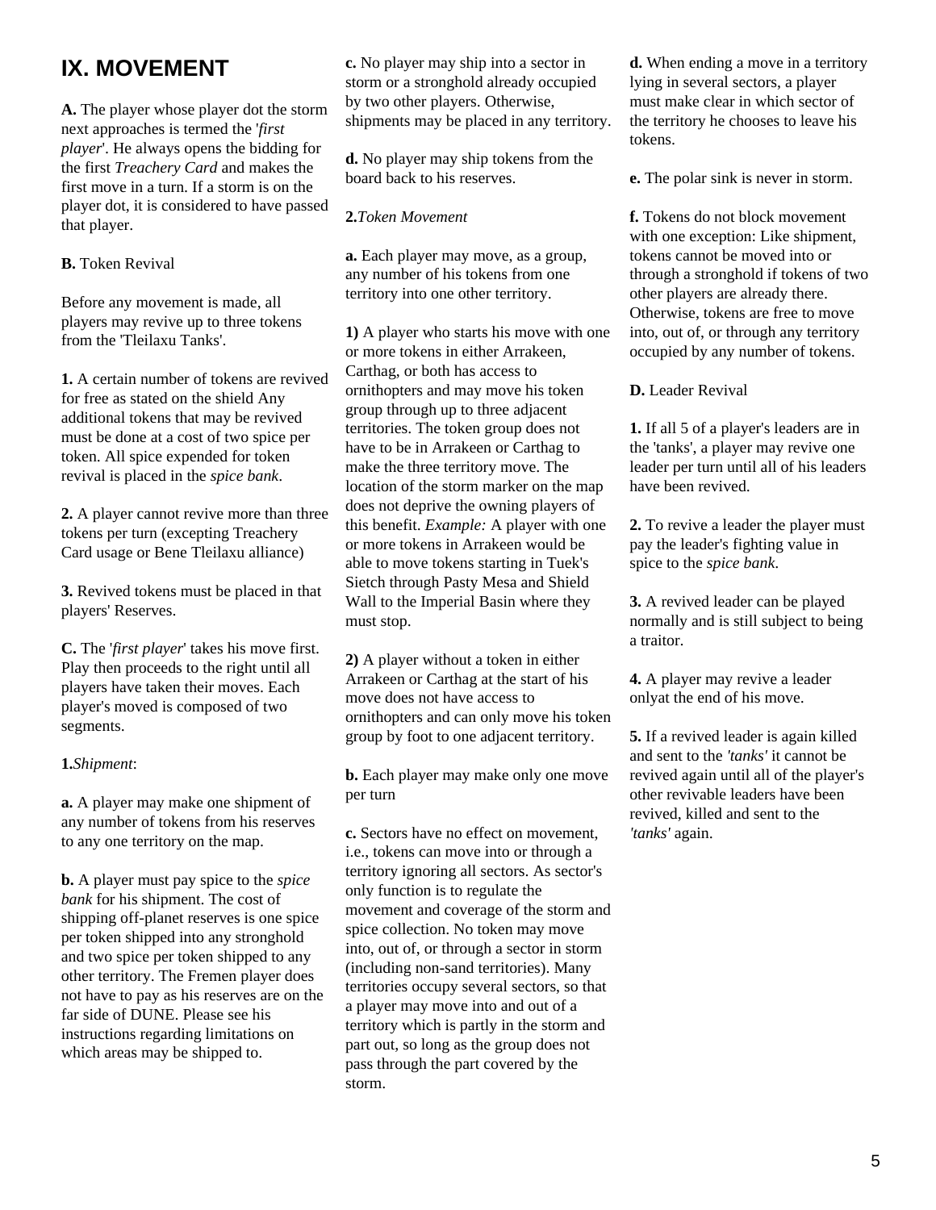# IX. MOVEMENT

**A.** The player whose player dot the storm next approaches is termed the '*first player*'. He always opens the bidding for the first *Treachery Card* and makes the first move in a turn. If a storm is on the player dot, it is considered to have passed that player.

**B.** Token Revival

Before any movement is made, all players may revive up to three tokens from the 'Tleilaxu Tanks'.

**1.** A certain number of tokens are revived for free as stated on the shield Any additional tokens that may be revived must be done at a cost of two spice per token. All spice expended for token revival is placed in the *spice bank*.

**2.** A player cannot revive more than three tokens per turn (excepting Treachery Card usage or Bene Tleilaxu alliance)

**3.** Revived tokens must be placed in that players' Reserves.

**C.** The '*first player*' takes his move first. Play then proceeds to the right until all players have taken their moves. Each player's moved is composed of two segments.

**1.***Shipment*:

**a.** A player may make one shipment of any number of tokens from his reserves to any one territory on the map.

**b.** A player must pay spice to the *spice bank* for his shipment. The cost of shipping off-planet reserves is one spice per token shipped into any stronghold and two spice per token shipped to any other territory. The Fremen player does not have to pay as his reserves are on the far side of DUNE. Please see his instructions regarding limitations on which areas may be shipped to.

**c.** No player may ship into a sector in storm or a stronghold already occupied by two other players. Otherwise, shipments may be placed in any territory.

**d.** No player may ship tokens from the board back to his reserves.

**2.***Token Movement*

**a.** Each player may move, as a group, any number of his tokens from one territory into one other territory.

**1)** A player who starts his move with one or more tokens in either Arrakeen, Carthag, or both has access to ornithopters and may move his token group through up to three adjacent territories. The token group does not have to be in Arrakeen or Carthag to make the three territory move. The location of the storm marker on the map does not deprive the owning players of this benefit. *Example:* A player with one or more tokens in Arrakeen would be able to move tokens starting in Tuek's Sietch through Pasty Mesa and Shield Wall to the Imperial Basin where they must stop.

**2)** A player without a token in either Arrakeen or Carthag at the start of his move does not have access to ornithopters and can only move his token group by foot to one adjacent territory.

**b.** Each player may make only one move per turn

**c.** Sectors have no effect on movement, i.e., tokens can move into or through a territory ignoring all sectors. As sector's only function is to regulate the movement and coverage of the storm and spice collection. No token may move into, out of, or through a sector in storm (including non-sand territories). Many territories occupy several sectors, so that a player may move into and out of a territory which is partly in the storm and part out, so long as the group does not pass through the part covered by the storm.

**d.** When ending a move in a territory lying in several sectors, a player must make clear in which sector of the territory he chooses to leave his tokens.

**e.** The polar sink is never in storm.

**f.** Tokens do not block movement with one exception: Like shipment, tokens cannot be moved into or through a stronghold if tokens of two other players are already there. Otherwise, tokens are free to move into, out of, or through any territory occupied by any number of tokens.

**D.** Leader Revival

**1.** If all 5 of a player's leaders are in the 'tanks', a player may revive one leader per turn until all of his leaders have been revived.

**2.** To revive a leader the player must pay the leader's fighting value in spice to the *spice bank*.

**3.** A revived leader can be played normally and is still subject to being a traitor.

**4.** A player may revive a leader onlyat the end of his move.

**5.** If a revived leader is again killed and sent to the *'tanks'* it cannot be revived again until all of the player's other revivable leaders have been revived, killed and sent to the *'tanks'* again.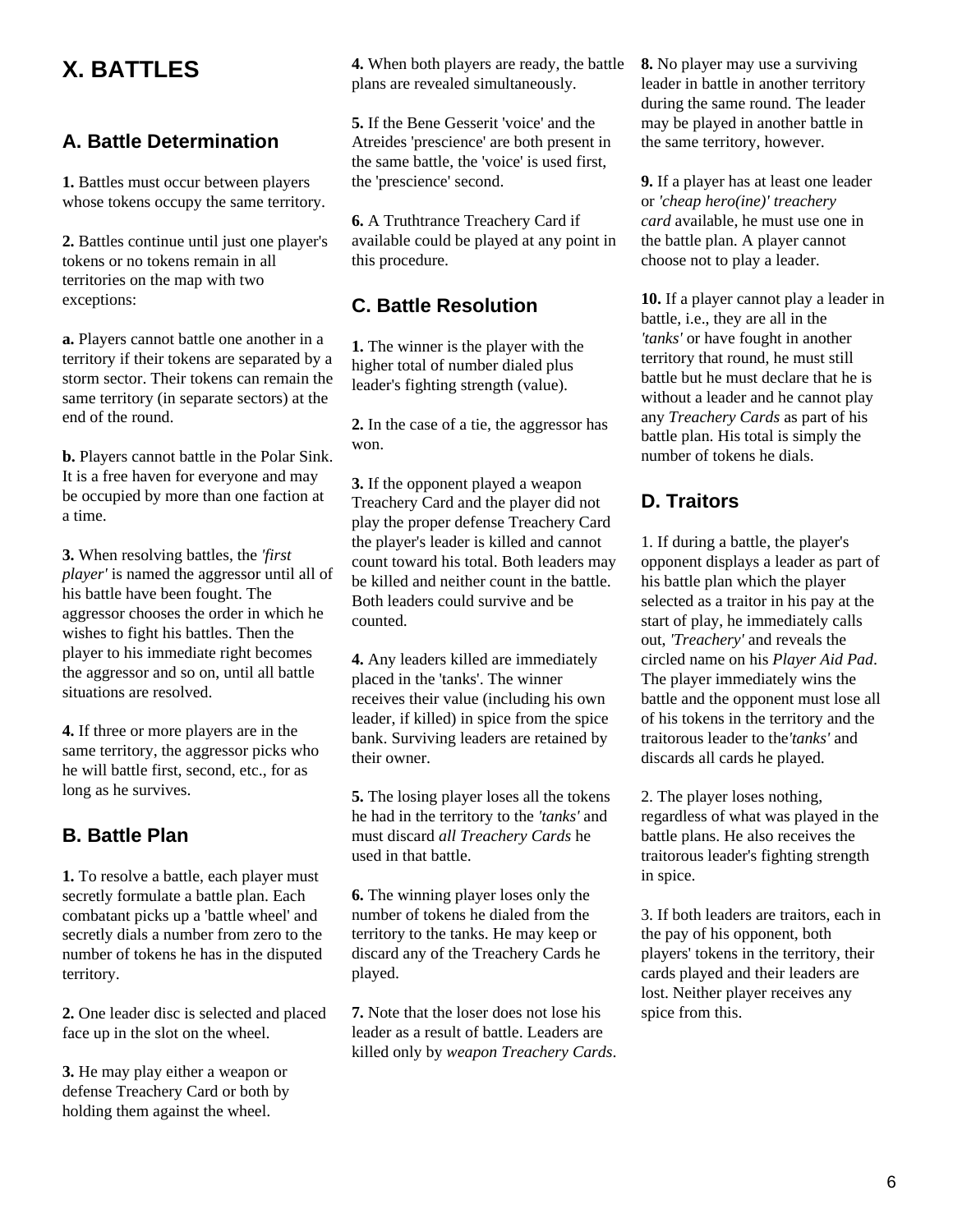# X. BATTLES

## A. Battle Determination

**1.** Battles must occur between players whose tokens occupy the same territory.

**2.** Battles continue until just one player's tokens or no tokens remain in all territories on the map with two exceptions:

**a.** Players cannot battle one another in a territory if their tokens are separated by a storm sector. Their tokens can remain the same territory (in separate sectors) at the end of the round.

**b.** Players cannot battle in the Polar Sink. It is a free haven for everyone and may be occupied by more than one faction at a time.

**3.** When resolving battles, the *'first player'* is named the aggressor until all of his battle have been fought. The aggressor chooses the order in which he wishes to fight his battles. Then the player to his immediate right becomes the aggressor and so on, until all battle situations are resolved.

**4.** If three or more players are in the same territory, the aggressor picks who he will battle first, second, etc., for as long as he survives.

## B. Battle Plan

**1.** To resolve a battle, each player must secretly formulate a battle plan. Each combatant picks up a 'battle wheel' and secretly dials a number from zero to the number of tokens he has in the disputed territory.

**2.** One leader disc is selected and placed face up in the slot on the wheel.

**3.** He may play either a weapon or defense Treachery Card or both by holding them against the wheel.

**4.** When both players are ready, the battle plans are revealed simultaneously.

**5.** If the Bene Gesserit 'voice' and the Atreides 'prescience' are both present in the same battle, the 'voice' is used first, the 'prescience' second.

**6.** A Truthtrance Treachery Card if available could be played at any point in this procedure.

## C. Battle Resolution

**1.** The winner is the player with the higher total of number dialed plus leader's fighting strength (value).

**2.** In the case of a tie, the aggressor has won.

**3.** If the opponent played a weapon Treachery Card and the player did not play the proper defense Treachery Card the player's leader is killed and cannot count toward his total. Both leaders may be killed and neither count in the battle. Both leaders could survive and be counted.

**4.** Any leaders killed are immediately placed in the 'tanks'. The winner receives their value (including his own leader, if killed) in spice from the spice bank. Surviving leaders are retained by their owner.

**5.** The losing player loses all the tokens he had in the territory to the *'tanks'* and must discard *all Treachery Cards* he used in that battle.

**6.** The winning player loses only the number of tokens he dialed from the territory to the tanks. He may keep or discard any of the Treachery Cards he played.

**7.** Note that the loser does not lose his leader as a result of battle. Leaders are killed only by *weapon Treachery Cards*.

**8.** No player may use a surviving leader in battle in another territory during the same round. The leader may be played in another battle in the same territory, however.

**9.** If a player has at least one leader or *'cheap hero(ine)' treachery card* available, he must use one in the battle plan. A player cannot choose not to play a leader.

**10.** If a player cannot play a leader in battle, i.e., they are all in the *'tanks'* or have fought in another territory that round, he must still battle but he must declare that he is without a leader and he cannot play any *Treachery Cards* as part of his battle plan. His total is simply the number of tokens he dials.

## D. Traitors

1. If during a battle, the player's opponent displays a leader as part of his battle plan which the player selected as a traitor in his pay at the start of play, he immediately calls out, *'Treachery'* and reveals the circled name on his *Player Aid Pad*. The player immediately wins the battle and the opponent must lose all of his tokens in the territory and the traitorous leader to the*'tanks'* and discards all cards he played.

2. The player loses nothing, regardless of what was played in the battle plans. He also receives the traitorous leader's fighting strength in spice.

3. If both leaders are traitors, each in the pay of his opponent, both players' tokens in the territory, their cards played and their leaders are lost. Neither player receives any spice from this.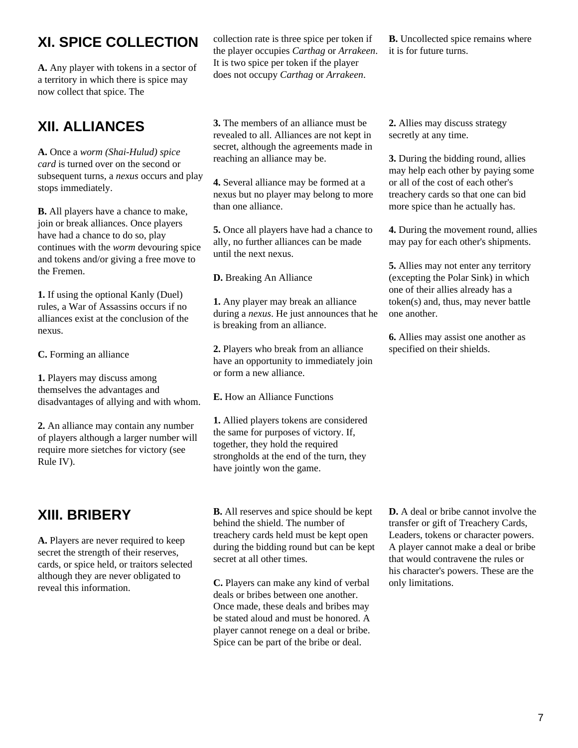## XI. SPICE COLLECTION

**A.** Any player with tokens in a sector of a territory in which there is spice may now collect that spice. The collection rate is three spice per token if the player occupies *Carthag* or *Arrakeen*. It is two spice per token if the player does not occupy *Carthag* or *Arrakeen*.

**B.** Uncollected spice remains where it is for future turns.

## XII. ALLIANCES

**A.** Once a *worm (Shai-Hulud) spice card* is turned over on the second or subsequent turns, a *nexus* occurs and play stops immediately.

**B.** All players have a chance to make, join or break alliances. Once players have had a chance to do so, play continues with the *worm* devouring spice and tokens and/or giving a free move to the Fremen.

**1.** If using the optional Kanly (Duel) rules, a War of Assassins occurs if no alliances exist at the conclusion of the nexus.

**C.** Forming an alliance

**1.** Players may discuss among themselves the advantages and disadvantages of allying and with whom.

**2.** An alliance may contain any number of players although a larger number will require more sietches for victory (see Rule IV).

**3.** The members of an alliance must be revealed to all. Alliances are not kept in secret, although the agreements made in reaching an alliance may be.

**4.** Several alliance may be formed at a nexus but no player may belong to more than one alliance.

**5.** Once all players have had a chance to ally, no further alliances can be made until the next nexus.

**D.** Breaking An Alliance

**1.** Any player may break an alliance during a *nexus*. He just announces that he is breaking from an alliance.

**2.** Players who break from an alliance have an opportunity to immediately join or form a new alliance.

**E.** How an Alliance Functions

**1.** Allied players tokens are considered the same for purposes of victory. If, together, they hold the required strongholds at the end of the turn, they have jointly won the game.

**2.** Allies may discuss strategy secretly at any time.

**3.** During the bidding round, allies may help each other by paying some or all of the cost of each other's treachery cards so that one can bid more spice than he actually has.

**4.** During the movement round, allies may pay for each other's shipments.

**5.** Allies may not enter any territory (excepting the Polar Sink) in which one of their allies already has a token(s) and, thus, may never battle one another.

**6.** Allies may assist one another as specified on their shields.

## XIII. BRIBERY

**A.** Players are never required to keep secret the strength of their reserves, cards, or spice held, or traitors selected although they are never obligated to reveal this information.

**B.** All reserves and spice should be kept behind the shield. The number of treachery cards held must be kept open during the bidding round but can be kept secret at all other times.

**C.** Players can make any kind of verbal deals or bribes between one another. Once made, these deals and bribes may be stated aloud and must be honored. A player cannot renege on a deal or bribe. Spice can be part of the bribe or deal.

**D.** A deal or bribe cannot involve the transfer or gift of Treachery Cards, Leaders, tokens or character powers. A player cannot make a deal or bribe that would contravene the rules or his character's powers. These are the only limitations.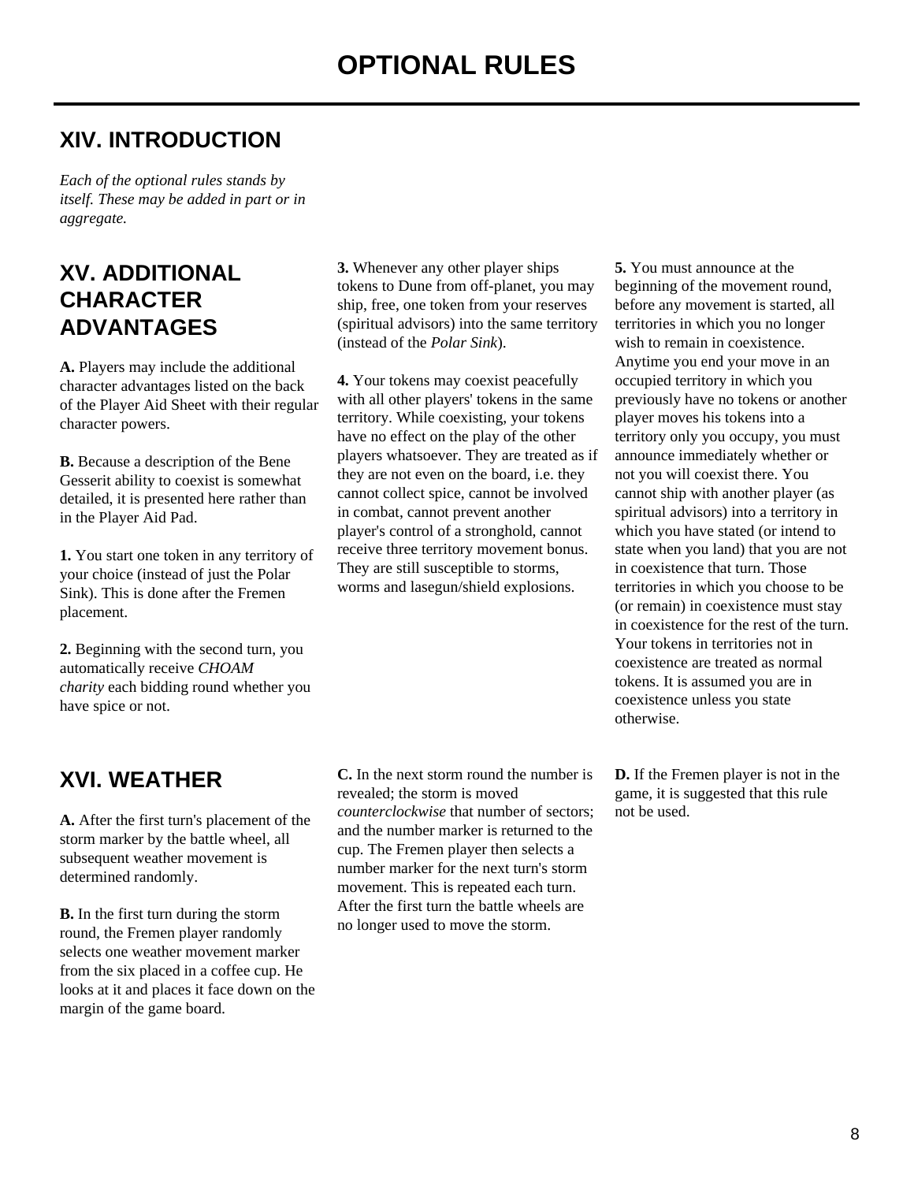# OPTIONAL RULES

## XIV. INTRODUCTION

*Each of the optional rules stands by itself. These may be added in part or in aggregate.*

## XV. ADDITIONAL CHARACTER ADVANTAGES

**A.** Players may include the additional character advantages listed on the back of the Player Aid Sheet with their regular character powers.

**B.** Because a description of the Bene Gesserit ability to coexist is somewhat detailed, it is presented here rather than in the Player Aid Pad.

**1.** You start one token in any territory of your choice (instead of just the Polar Sink). This is done after the Fremen placement.

**2.** Beginning with the second turn, you automatically receive *CHOAM charity* each bidding round whether you have spice or not.

**3.** Whenever any other player ships tokens to Dune from off-planet, you may ship, free, one token from your reserves (spiritual advisors) into the same territory (instead of the *Polar Sink*).

**4.** Your tokens may coexist peacefully with all other players' tokens in the same territory. While coexisting, your tokens have no effect on the play of the other players whatsoever. They are treated as if they are not even on the board, i.e. they cannot collect spice, cannot be involved in combat, cannot prevent another player's control of a stronghold, cannot receive three territory movement bonus. They are still susceptible to storms, worms and lasegun/shield explosions.

**5.** You must announce at the beginning of the movement round, before any movement is started, all territories in which you no longer wish to remain in coexistence. Anytime you end your move in an occupied territory in which you previously have no tokens or another player moves his tokens into a territory only you occupy, you must announce immediately whether or not you will coexist there. You cannot ship with another player (as spiritual advisors) into a territory in which you have stated (or intend to state when you land) that you are not in coexistence that turn. Those territories in which you choose to be (or remain) in coexistence must stay in coexistence for the rest of the turn. Your tokens in territories not in coexistence are treated as normal tokens. It is assumed you are in coexistence unless you state otherwise.

## XVI. WEATHER

**A.** After the first turn's placement of the storm marker by the battle wheel, all subsequent weather movement is determined randomly.

**B.** In the first turn during the storm round, the Fremen player randomly selects one weather movement marker from the six placed in a coffee cup. He looks at it and places it face down on the margin of the game board.

**C.** In the next storm round the number is revealed; the storm is moved *counterclockwise* that number of sectors; and the number marker is returned to the cup. The Fremen player then selects a number marker for the next turn's storm movement. This is repeated each turn. After the first turn the battle wheels are no longer used to move the storm.

**D.** If the Fremen player is not in the game, it is suggested that this rule not be used.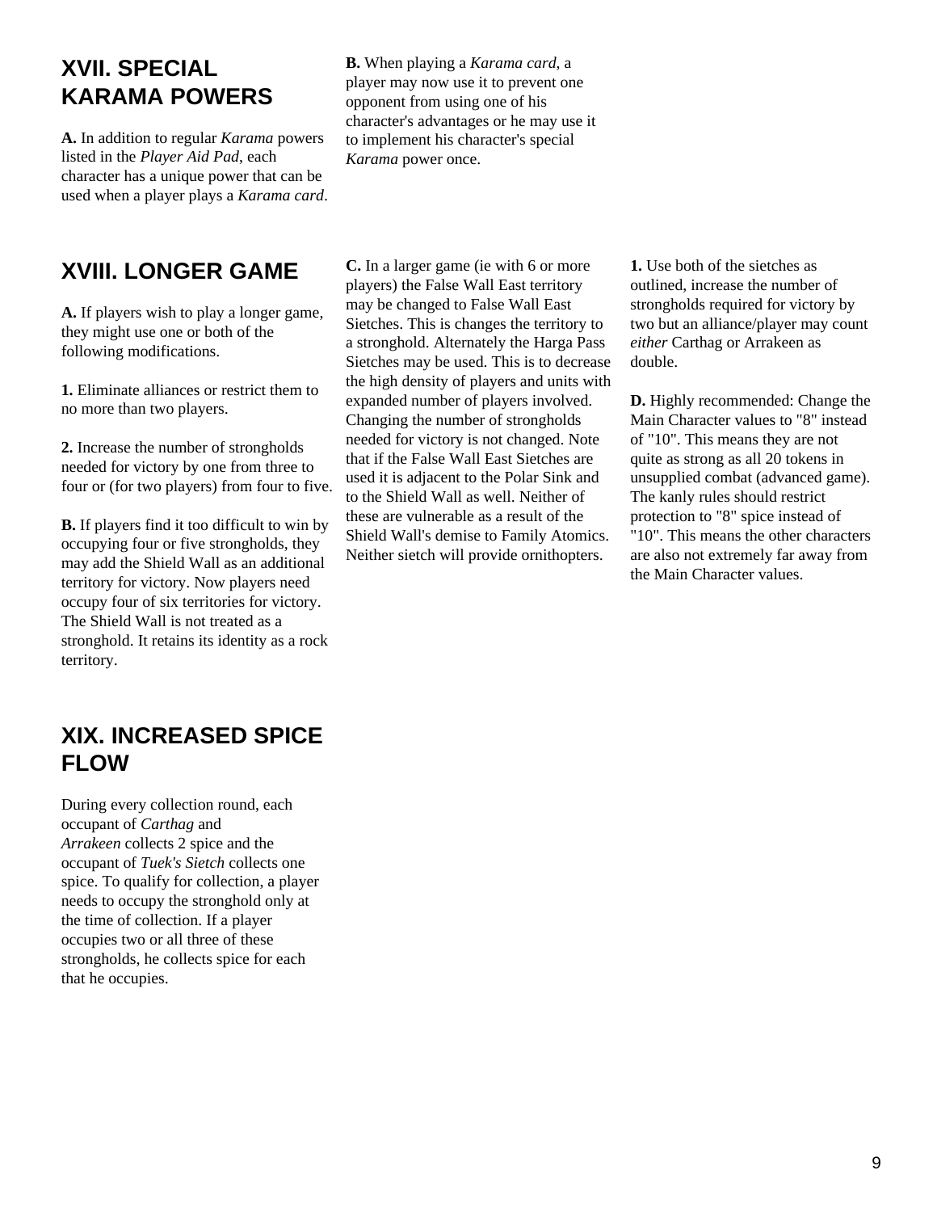## XVII. SPECIAL KARAMA POWERS

**A.** In addition to regular *Karama* powers listed in the *Player Aid Pad*, each character has a unique power that can be used when a player plays a *Karama card*.

**B.** When playing a *Karama card*, a player may now use it to prevent one opponent from using one of his character's advantages or he may use it to implement his character's special *Karama* power once.

## XVIII. LONGER GAME

**A.** If players wish to play a longer game, they might use one or both of the following modifications.

**1.** Eliminate alliances or restrict them to no more than two players.

**2.** Increase the number of strongholds needed for victory by one from three to four or (for two players) from four to five.

**B.** If players find it too difficult to win by occupying four or five strongholds, they may add the Shield Wall as an additional territory for victory. Now players need occupy four of six territories for victory. The Shield Wall is not treated as a stronghold. It retains its identity as a rock territory.

**C.** In a larger game (ie with 6 or more players) the False Wall East territory may be changed to False Wall East Sietches. This is changes the territory to a stronghold. Alternately the Harga Pass Sietches may be used. This is to decrease the high density of players and units with expanded number of players involved. Changing the number of strongholds needed for victory is not changed. Note that if the False Wall East Sietches are used it is adjacent to the Polar Sink and to the Shield Wall as well. Neither of these are vulnerable as a result of the Shield Wall's demise to Family Atomics. Neither sietch will provide ornithopters.

**1.** Use both of the sietches as outlined, increase the number of strongholds required for victory by two but an alliance/player may count *either* Carthag or Arrakeen as double.

**D.** Highly recommended: Change the Main Character values to "8" instead of "10". This means they are not quite as strong as all 20 tokens in unsupplied combat (advanced game). The kanly rules should restrict protection to "8" spice instead of "10". This means the other characters are also not extremely far away from the Main Character values.

## XIX. INCREASED SPICE FLOW

During every collection round, each occupant of *Carthag* and *Arrakeen* collects 2 spice and the occupant of *Tuek's Sietch* collects one spice. To qualify for collection, a player needs to occupy the stronghold only at the time of collection. If a player occupies two or all three of these strongholds, he collects spice for each that he occupies.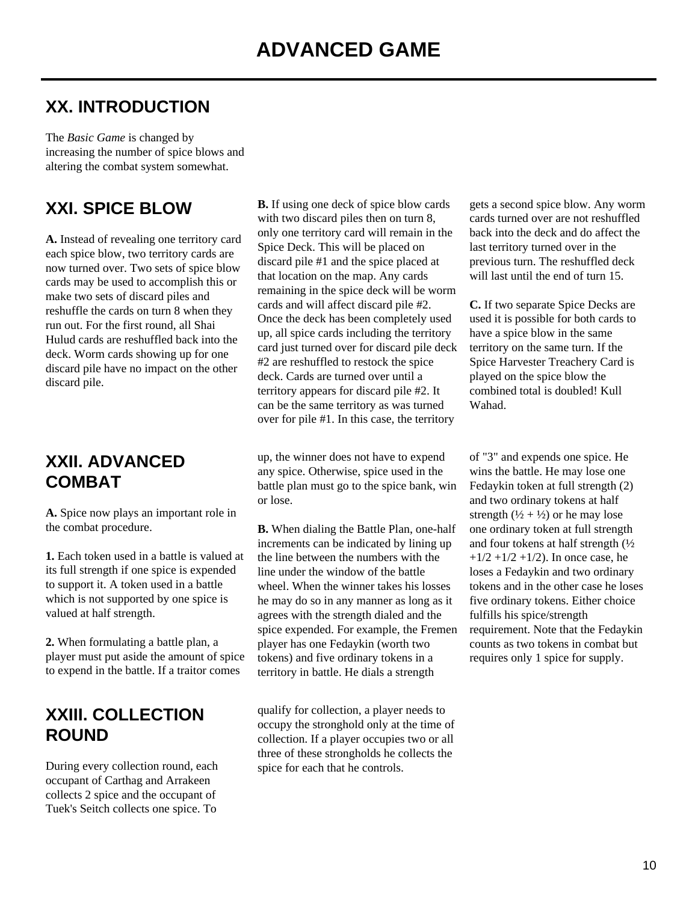# ADVANCED GAME

## XX. INTRODUCTION

The *Basic Game* is changed by increasing the number of spice blows and altering the combat system somewhat.

## XXI. SPICE BLOW

**A.** Instead of revealing one territory card each spice blow, two territory cards are now turned over. Two sets of spice blow cards may be used to accomplish this or make two sets of discard piles and reshuffle the cards on turn 8 when they run out. For the first round, all Shai Hulud cards are reshuffled back into the deck. Worm cards showing up for one discard pile have no impact on the other discard pile.

**B.** If using one deck of spice blow cards with two discard piles then on turn 8, only one territory card will remain in the Spice Deck. This will be placed on discard pile #1 and the spice placed at that location on the map. Any cards remaining in the spice deck will be worm cards and will affect discard pile #2. Once the deck has been completely used up, all spice cards including the territory card just turned over for discard pile deck #2 are reshuffled to restock the spice deck. Cards are turned over until a territory appears for discard pile #2. It can be the same territory as was turned over for pile #1. In this case, the territory gets a second spice blow. Any worm cards turned over are not reshuffled back into the deck and do affect the last territory turned over in the previous turn. The reshuffled deck will last until the end of turn 15.

**C.** If two separate Spice Decks are used it is possible for both cards to have a spice blow in the same territory on the same turn. If the Spice Harvester Treachery Card is played on the spice blow the combined total is doubled! Kull Wahad.

## XXII. ADVANCED COMBAT

**A.** Spice now plays an important role in the combat procedure.

**1.** Each token used in a battle is valued at its full strength if one spice is expended to support it. A token used in a battle which is not supported by one spice is valued at half strength.

**2.** When formulating a battle plan, a player must put aside the amount of spice to expend in the battle. If a traitor comes up, the winner does not have to expend any spice. Otherwise, spice used in the battle plan must go to the spice bank, win or lose.

**B.** When dialing the Battle Plan, one-half increments can be indicated by lining up the line between the numbers with the line under the window of the battle wheel. When the winner takes his losses he may do so in any manner as long as it agrees with the strength dialed and the spice expended. For example, the Fremen player has one Fedaykin (worth two tokens) and five ordinary tokens in a territory in battle. He dials a strength of "3" and expends one spice. He wins the battle. He may lose one Fedaykin token at full strength (2) and two ordinary tokens at half strength (½ + ½) or he may lose one ordinary token at full strength and four tokens at half strength (½ +1/2 +1/2 +1/2). In once case, he loses a Fedaykin and two ordinary tokens and in the other case he loses five ordinary tokens. Either choice fulfills his spice/strength requirement. Note that the Fedaykin counts as two tokens in combat but requires only 1 spice for supply.

## XXIII. COLLECTION ROUND

During every collection round, each occupant of Carthag and Arrakeen collects 2 spice and the occupant of Tuek's Seitch collects one spice. To qualify for collection, a player needs to occupy the stronghold only at the time of collection. If a player occupies two or all three of these strongholds he collects the spice for each that he controls.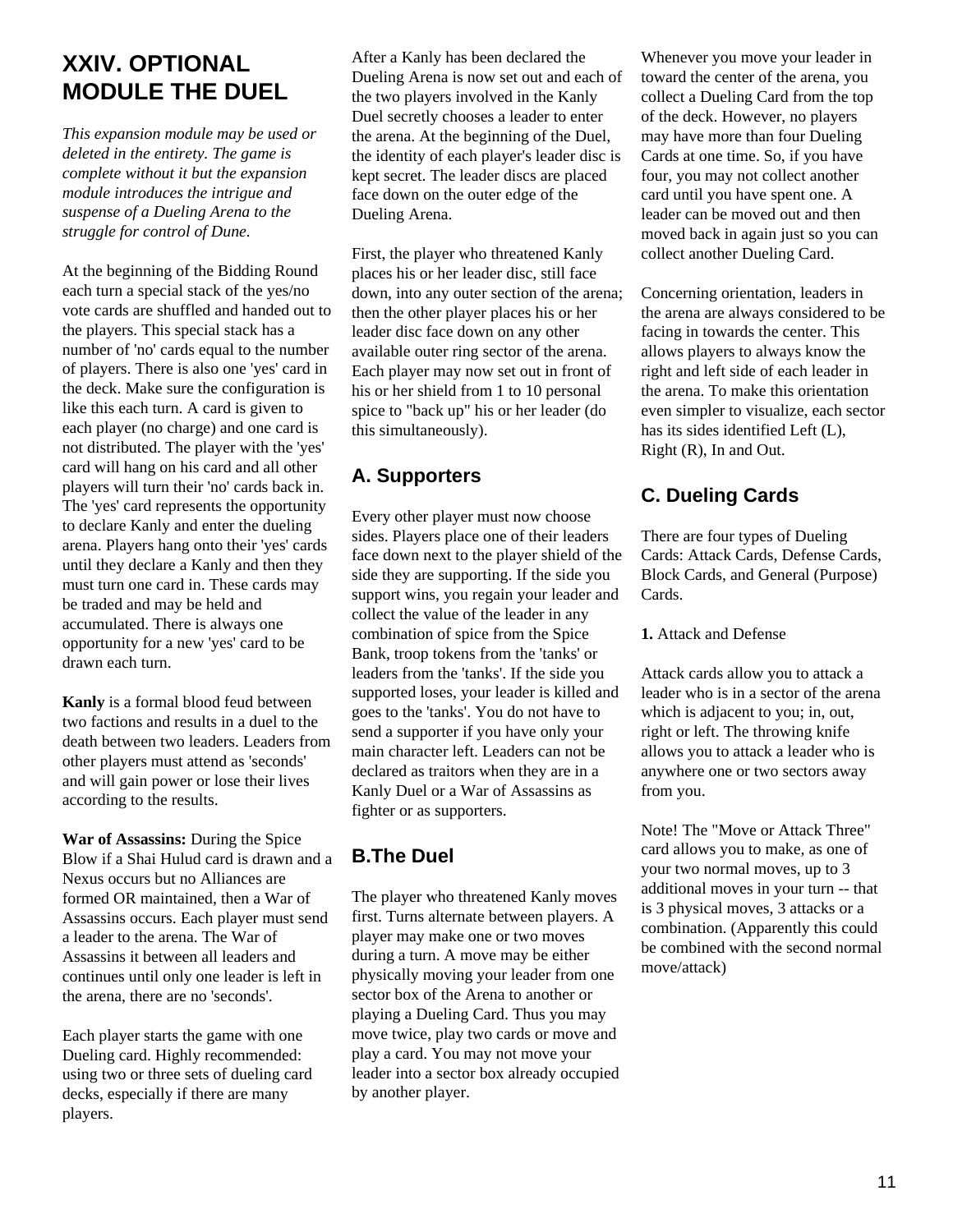# XXIV. OPTIONAL MODULE THE DUEL

*This expansion module may be used or deleted in the entirety. The game is complete without it but the expansion module introduces the intrigue and suspense of a Dueling Arena to the struggle for control of Dune.*

At the beginning of the Bidding Round each turn a special stack of the yes/no vote cards are shuffled and handed out to the players. This special stack has a number of 'no' cards equal to the number of players. There is also one 'yes' card in the deck. Make sure the configuration is like this each turn. A card is given to each player (no charge) and one card is not distributed. The player with the 'yes' card will hang on his card and all other players will turn their 'no' cards back in. The 'yes' card represents the opportunity to declare Kanly and enter the dueling arena. Players hang onto their 'yes' cards until they declare a Kanly and then they must turn one card in. These cards may be traded and may be held and accumulated. There is always one opportunity for a new 'yes' card to be drawn each turn.

**Kanly** is a formal blood feud between two factions and results in a duel to the death between two leaders. Leaders from other players must attend as 'seconds' and will gain power or lose their lives according to the results.

**War of Assassins:** During the Spice Blow if a Shai Hulud card is drawn and a Nexus occurs but no Alliances are formed OR maintained, then a War of Assassins occurs. Each player must send a leader to the arena. The War of Assassins it between all leaders and continues until only one leader is left in the arena, there are no 'seconds'.

Each player starts the game with one Dueling card. Highly recommended: using two or three sets of dueling card decks, especially if there are many players.

After a Kanly has been declared the Dueling Arena is now set out and each of the two players involved in the Kanly Duel secretly chooses a leader to enter the arena. At the beginning of the Duel, the identity of each player's leader disc is kept secret. The leader discs are placed face down on the outer edge of the Dueling Arena.

First, the player who threatened Kanly places his or her leader disc, still face down, into any outer section of the arena; then the other player places his or her leader disc face down on any other available outer ring sector of the arena. Each player may now set out in front of his or her shield from 1 to 10 personal spice to "back up" his or her leader (do this simultaneously).

## A. Supporters

Every other player must now choose sides. Players place one of their leaders face down next to the player shield of the side they are supporting. If the side you support wins, you regain your leader and collect the value of the leader in any combination of spice from the Spice Bank, troop tokens from the 'tanks' or leaders from the 'tanks'. If the side you supported loses, your leader is killed and goes to the 'tanks'. You do not have to send a supporter if you have only your main character left. Leaders can not be declared as traitors when they are in a Kanly Duel or a War of Assassins as fighter or as supporters.

## B.The Duel

The player who threatened Kanly moves first. Turns alternate between players. A player may make one or two moves during a turn. A move may be either physically moving your leader from one sector box of the Arena to another or playing a Dueling Card. Thus you may move twice, play two cards or move and play a card. You may not move your leader into a sector box already occupied by another player.

Whenever you move your leader in toward the center of the arena, you collect a Dueling Card from the top of the deck. However, no players may have more than four Dueling Cards at one time. So, if you have four, you may not collect another card until you have spent one. A leader can be moved out and then moved back in again just so you can collect another Dueling Card.

Concerning orientation, leaders in the arena are always considered to be facing in towards the center. This allows players to always know the right and left side of each leader in the arena. To make this orientation even simpler to visualize, each sector has its sides identified Left (L), Right (R), In and Out.

## C. Dueling Cards

There are four types of Dueling Cards: Attack Cards, Defense Cards, Block Cards, and General (Purpose) Cards.

**1.** Attack and Defense

Attack cards allow you to attack a leader who is in a sector of the arena which is adjacent to you; in, out, right or left. The throwing knife allows you to attack a leader who is anywhere one or two sectors away from you.

Note! The "Move or Attack Three" card allows you to make, as one of your two normal moves, up to 3 additional moves in your turn -- that is 3 physical moves, 3 attacks or a combination. (Apparently this could be combined with the second normal move/attack)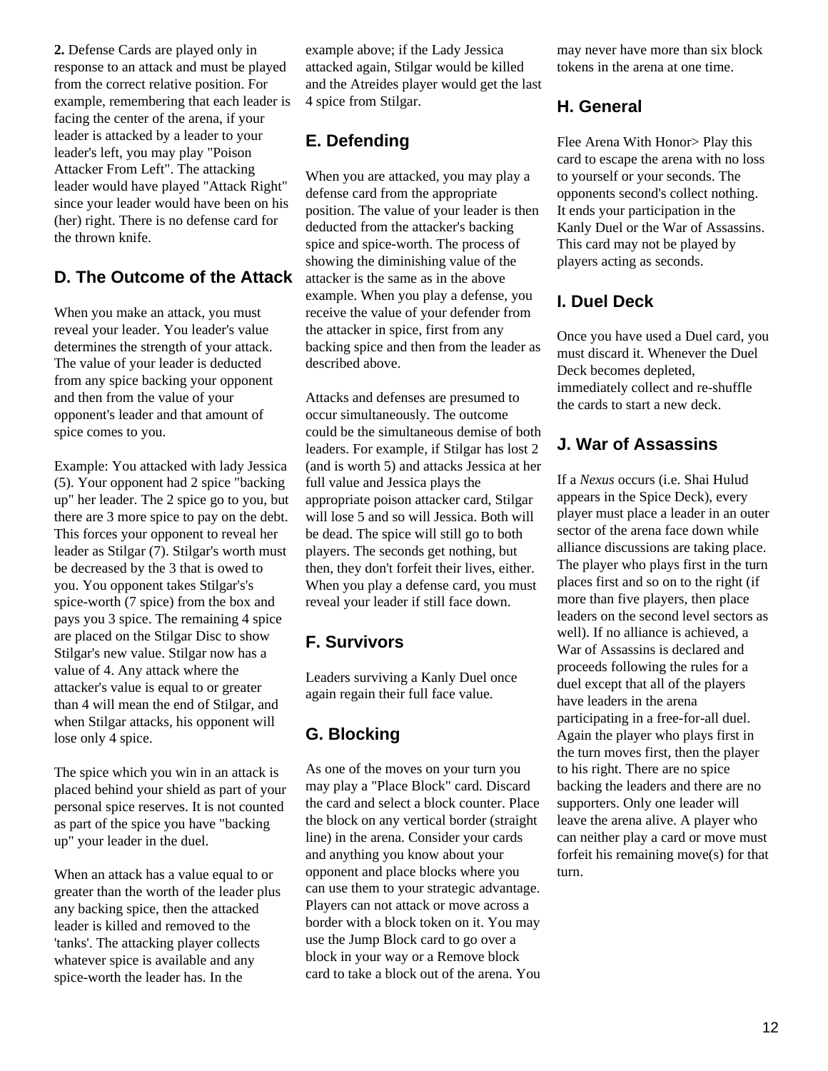**2.** Defense Cards are played only in response to an attack and must be played from the correct relative position. For example, remembering that each leader is facing the center of the arena, if your leader is attacked by a leader to your leader's left, you may play "Poison Attacker From Left". The attacking leader would have played "Attack Right" since your leader would have been on his (her) right. There is no defense card for the thrown knife.

## D. The Outcome of the Attack

When you make an attack, you must reveal your leader. You leader's value determines the strength of your attack. The value of your leader is deducted from any spice backing your opponent and then from the value of your opponent's leader and that amount of spice comes to you.

Example: You attacked with lady Jessica (5). Your opponent had 2 spice "backing up" her leader. The 2 spice go to you, but there are 3 more spice to pay on the debt. This forces your opponent to reveal her leader as Stilgar (7). Stilgar's worth must be decreased by the 3 that is owed to you. You opponent takes Stilgar's's spice-worth (7 spice) from the box and pays you 3 spice. The remaining 4 spice are placed on the Stilgar Disc to show Stilgar's new value. Stilgar now has a value of 4. Any attack where the attacker's value is equal to or greater than 4 will mean the end of Stilgar, and when Stilgar attacks, his opponent will lose only 4 spice.

The spice which you win in an attack is placed behind your shield as part of your personal spice reserves. It is not counted as part of the spice you have "backing up" your leader in the duel.

When an attack has a value equal to or greater than the worth of the leader plus any backing spice, then the attacked leader is killed and removed to the 'tanks'. The attacking player collects whatever spice is available and any spice-worth the leader has. In the example above; if the Lady Jessica attacked again, Stilgar would be killed and the Atreides player would get the last 4 spice from Stilgar.

## E. Defending

When you are attacked, you may play a defense card from the appropriate position. The value of your leader is then deducted from the attacker's backing spice and spice-worth. The process of showing the diminishing value of the attacker is the same as in the above example. When you play a defense, you receive the value of your defender from the attacker in spice, first from any backing spice and then from the leader as described above.

Attacks and defenses are presumed to occur simultaneously. The outcome could be the simultaneous demise of both leaders. For example, if Stilgar has lost 2 (and is worth 5) and attacks Jessica at her full value and Jessica plays the appropriate poison attacker card, Stilgar will lose 5 and so will Jessica. Both will be dead. The spice will still go to both players. The seconds get nothing, but then, they don't forfeit their lives, either. When you play a defense card, you must reveal your leader if still face down.

## F. Survivors

Leaders surviving a Kanly Duel once again regain their full face value.

## G. Blocking

As one of the moves on your turn you may play a "Place Block" card. Discard the card and select a block counter. Place the block on any vertical border (straight line) in the arena. Consider your cards and anything you know about your opponent and place blocks where you can use them to your strategic advantage. Players can not attack or move across a border with a block token on it. You may use the Jump Block card to go over a block in your way or a Remove block card to take a block out of the arena. You may never have more than six block tokens in the arena at one time.

## H. General

Flee Arena With Honor> Play this card to escape the arena with no loss to yourself or your seconds. The opponents second's collect nothing. It ends your participation in the Kanly Duel or the War of Assassins. This card may not be played by players acting as seconds.

## I. Duel Deck

Once you have used a Duel card, you must discard it. Whenever the Duel Deck becomes depleted, immediately collect and re-shuffle the cards to start a new deck.

## J. War of Assassins

If a *Nexus* occurs (i.e. Shai Hulud appears in the Spice Deck), every player must place a leader in an outer sector of the arena face down while alliance discussions are taking place. The player who plays first in the turn places first and so on to the right (if more than five players, then place leaders on the second level sectors as well). If no alliance is achieved, a War of Assassins is declared and proceeds following the rules for a duel except that all of the players have leaders in the arena participating in a free-for-all duel. Again the player who plays first in the turn moves first, then the player to his right. There are no spice backing the leaders and there are no supporters. Only one leader will leave the arena alive. A player who can neither play a card or move must forfeit his remaining move(s) for that turn.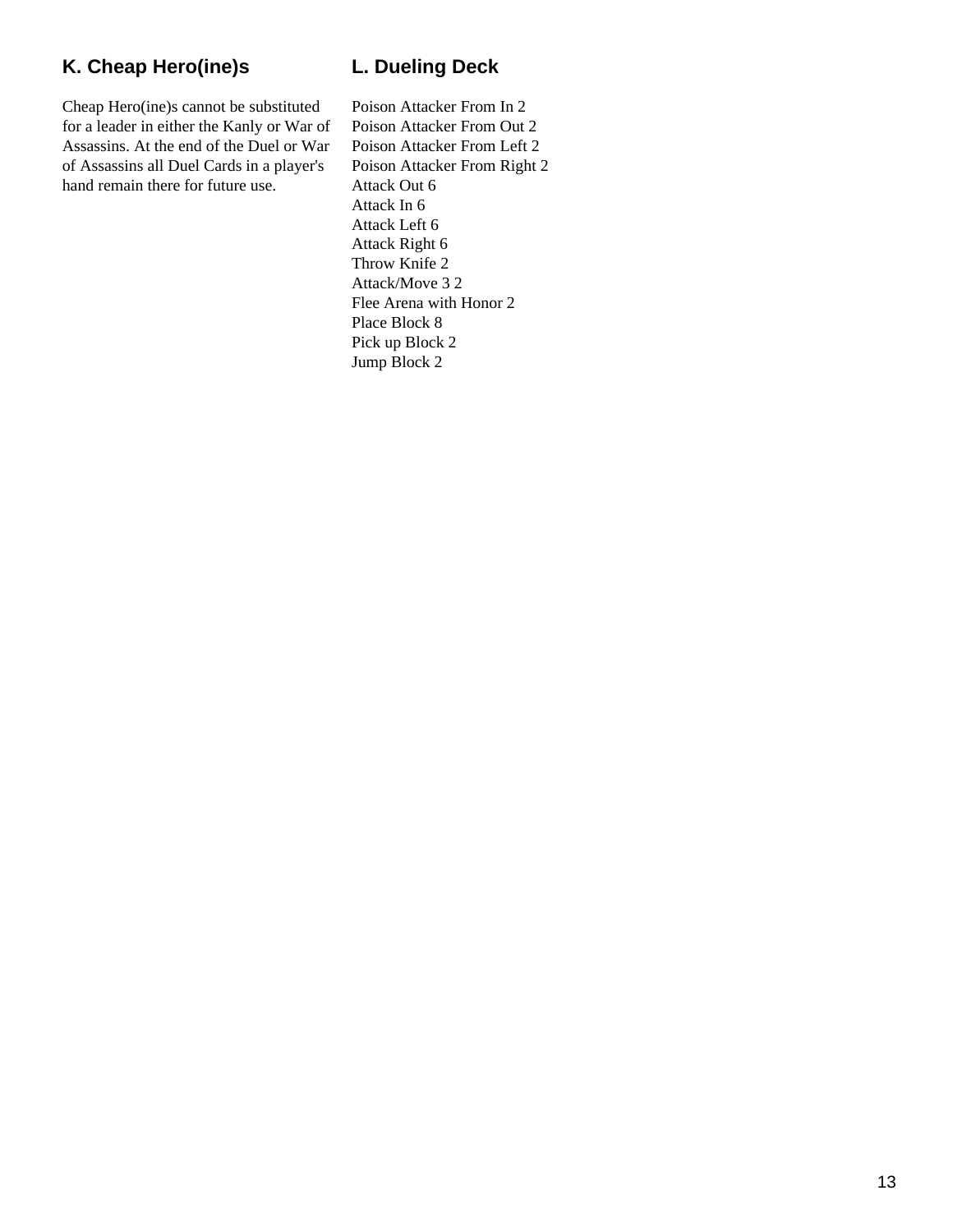## K. Cheap Hero(ine)s

Cheap Hero(ine)s cannot be substituted for a leader in either the Kanly or War of Assassins. At the end of the Duel or War of Assassins all Duel Cards in a player's hand remain there for future use.

## L. Dueling Deck

Poison Attacker From In 2
Poison Attacker From Out 2
Poison Attacker From Left 2
Poison Attacker From Right 2
Attack Out 6
Attack In 6
Attack Left 6
Attack Right 6
Throw Knife 2
Attack/Move 3 2
Flee Arena with Honor 2
Place Block 8
Pick up Block 2
Jump Block 2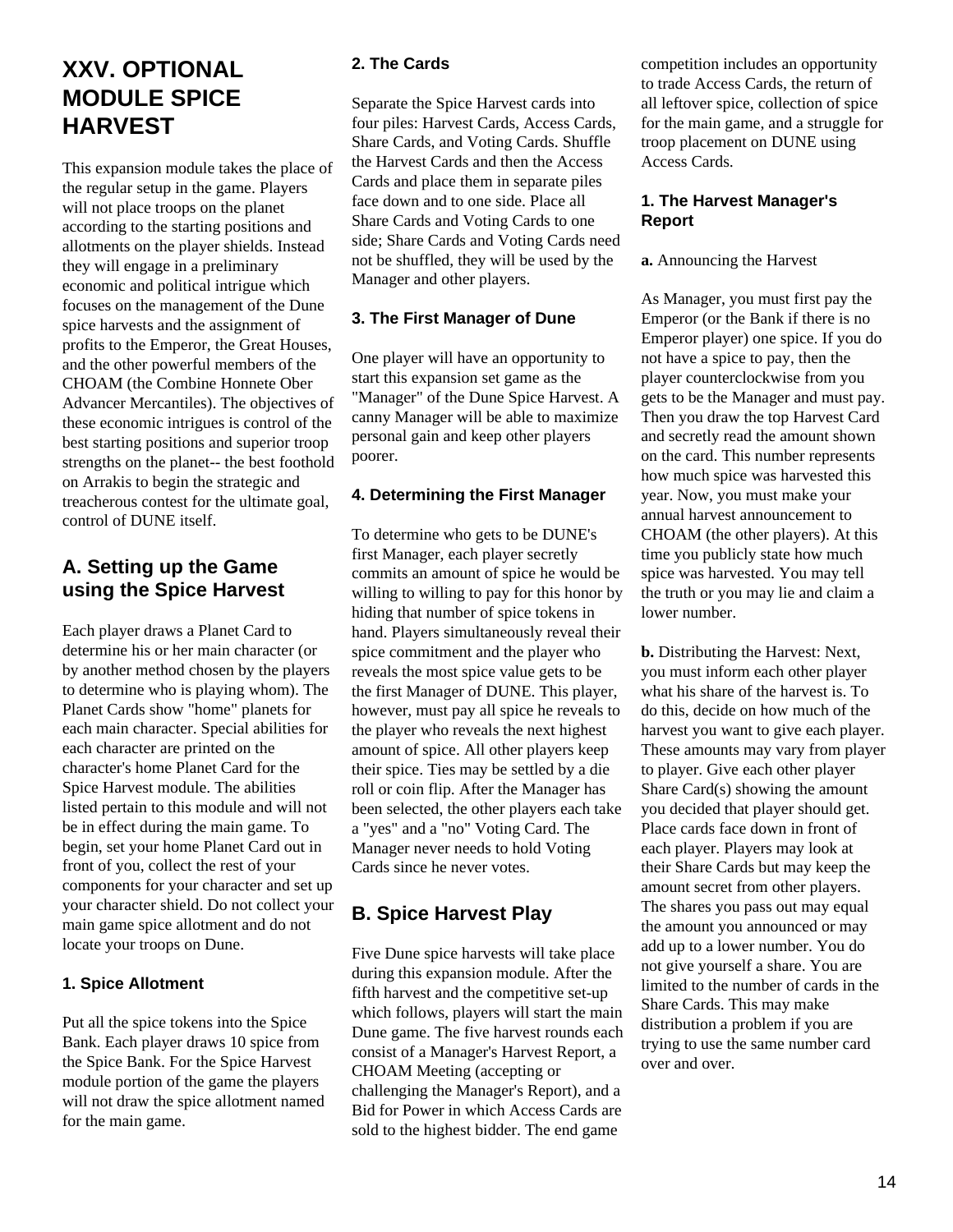# XXV. OPTIONAL MODULE SPICE HARVEST

This expansion module takes the place of the regular setup in the game. Players will not place troops on the planet according to the starting positions and allotments on the player shields. Instead they will engage in a preliminary economic and political intrigue which focuses on the management of the Dune spice harvests and the assignment of profits to the Emperor, the Great Houses, and the other powerful members of the CHOAM (the Combine Honnete Ober Advancer Mercantiles). The objectives of these economic intrigues is control of the best starting positions and superior troop strengths on the planet-- the best foothold on Arrakis to begin the strategic and treacherous contest for the ultimate goal, control of DUNE itself.

## A. Setting up the Game using the Spice Harvest

Each player draws a Planet Card to determine his or her main character (or by another method chosen by the players to determine who is playing whom). The Planet Cards show "home" planets for each main character. Special abilities for each character are printed on the character's home Planet Card for the Spice Harvest module. The abilities listed pertain to this module and will not be in effect during the main game. To begin, set your home Planet Card out in front of you, collect the rest of your components for your character and set up your character shield. Do not collect your main game spice allotment and do not locate your troops on Dune.

### 1. Spice Allotment

Put all the spice tokens into the Spice Bank. Each player draws 10 spice from the Spice Bank. For the Spice Harvest module portion of the game the players will not draw the spice allotment named for the main game.

### 2. The Cards

Separate the Spice Harvest cards into four piles: Harvest Cards, Access Cards, Share Cards, and Voting Cards. Shuffle the Harvest Cards and then the Access Cards and place them in separate piles face down and to one side. Place all Share Cards and Voting Cards to one side; Share Cards and Voting Cards need not be shuffled, they will be used by the Manager and other players.

### 3. The First Manager of Dune

One player will have an opportunity to start this expansion set game as the "Manager" of the Dune Spice Harvest. A canny Manager will be able to maximize personal gain and keep other players poorer.

### 4. Determining the First Manager

To determine who gets to be DUNE's first Manager, each player secretly commits an amount of spice he would be willing to willing to pay for this honor by hiding that number of spice tokens in hand. Players simultaneously reveal their spice commitment and the player who reveals the most spice value gets to be the first Manager of DUNE. This player, however, must pay all spice he reveals to the player who reveals the next highest amount of spice. All other players keep their spice. Ties may be settled by a die roll or coin flip. After the Manager has been selected, the other players each take a "yes" and a "no" Voting Card. The Manager never needs to hold Voting Cards since he never votes.

## B. Spice Harvest Play

Five Dune spice harvests will take place during this expansion module. After the fifth harvest and the competitive set-up which follows, players will start the main Dune game. The five harvest rounds each consist of a Manager's Harvest Report, a CHOAM Meeting (accepting or challenging the Manager's Report), and a Bid for Power in which Access Cards are sold to the highest bidder. The end game competition includes an opportunity to trade Access Cards, the return of all leftover spice, collection of spice for the main game, and a struggle for troop placement on DUNE using Access Cards.

### 1. The Harvest Manager's Report

**a.** Announcing the Harvest

As Manager, you must first pay the Emperor (or the Bank if there is no Emperor player) one spice. If you do not have a spice to pay, then the player counterclockwise from you gets to be the Manager and must pay. Then you draw the top Harvest Card and secretly read the amount shown on the card. This number represents how much spice was harvested this year. Now, you must make your annual harvest announcement to CHOAM (the other players). At this time you publicly state how much spice was harvested. You may tell the truth or you may lie and claim a lower number.

**b.** Distributing the Harvest: Next, you must inform each other player what his share of the harvest is. To do this, decide on how much of the harvest you want to give each player. These amounts may vary from player to player. Give each other player Share Card(s) showing the amount you decided that player should get. Place cards face down in front of each player. Players may look at their Share Cards but may keep the amount secret from other players. The shares you pass out may equal the amount you announced or may add up to a lower number. You do not give yourself a share. You are limited to the number of cards in the Share Cards. This may make distribution a problem if you are trying to use the same number card over and over.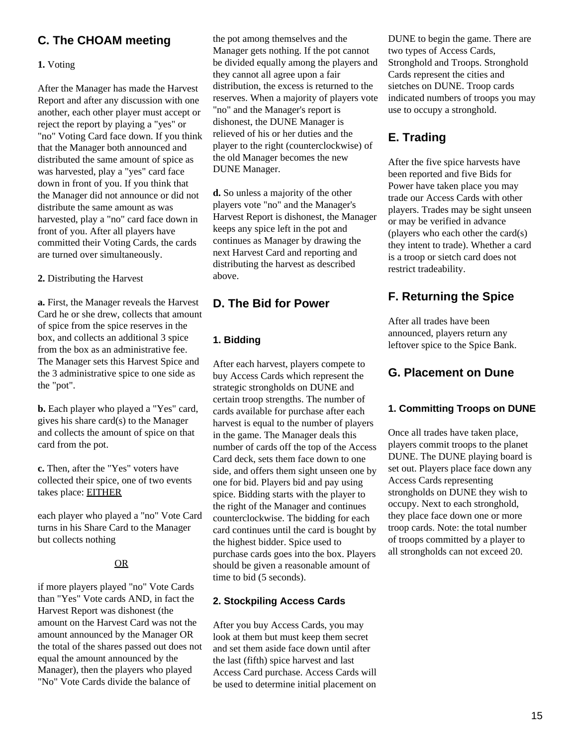## C. The CHOAM meeting

**1.** Voting

After the Manager has made the Harvest Report and after any discussion with one another, each other player must accept or reject the report by playing a "yes" or "no" Voting Card face down. If you think that the Manager both announced and distributed the same amount of spice as was harvested, play a "yes" card face down in front of you. If you think that the Manager did not announce or did not distribute the same amount as was harvested, play a "no" card face down in front of you. After all players have committed their Voting Cards, the cards are turned over simultaneously.

**2.** Distributing the Harvest

**a.** First, the Manager reveals the Harvest Card he or she drew, collects that amount of spice from the spice reserves in the box, and collects an additional 3 spice from the box as an administrative fee. The Manager sets this Harvest Spice and the 3 administrative spice to one side as the "pot".

**b.** Each player who played a "Yes" card, gives his share card(s) to the Manager and collects the amount of spice on that card from the pot.

**c.** Then, after the "Yes" voters have collected their spice, one of two events takes place: <u>EITHER</u>

each player who played a "no" Vote Card turns in his Share Card to the Manager but collects nothing

<u>OR</u>

if more players played "no" Vote Cards than "Yes" Vote cards AND, in fact the Harvest Report was dishonest (the amount on the Harvest Card was not the amount announced by the Manager OR the total of the shares passed out does not equal the amount announced by the Manager), then the players who played "No" Vote Cards divide the balance of the pot among themselves and the Manager gets nothing. If the pot cannot be divided equally among the players and they cannot all agree upon a fair distribution, the excess is returned to the reserves. When a majority of players vote "no" and the Manager's report is dishonest, the DUNE Manager is relieved of his or her duties and the player to the right (counterclockwise) of the old Manager becomes the new DUNE Manager.

**d.** So unless a majority of the other players vote "no" and the Manager's Harvest Report is dishonest, the Manager keeps any spice left in the pot and continues as Manager by drawing the next Harvest Card and reporting and distributing the harvest as described above.

## D. The Bid for Power

### 1. Bidding

After each harvest, players compete to buy Access Cards which represent the strategic strongholds on DUNE and certain troop strengths. The number of cards available for purchase after each harvest is equal to the number of players in the game. The Manager deals this number of cards off the top of the Access Card deck, sets them face down to one side, and offers them sight unseen one by one for bid. Players bid and pay using spice. Bidding starts with the player to the right of the Manager and continues counterclockwise. The bidding for each card continues until the card is bought by the highest bidder. Spice used to purchase cards goes into the box. Players should be given a reasonable amount of time to bid (5 seconds).

### 2. Stockpiling Access Cards

After you buy Access Cards, you may look at them but must keep them secret and set them aside face down until after the last (fifth) spice harvest and last Access Card purchase. Access Cards will be used to determine initial placement on DUNE to begin the game. There are two types of Access Cards, Stronghold and Troops. Stronghold Cards represent the cities and sietches on DUNE. Troop cards indicated numbers of troops you may use to occupy a stronghold.

## E. Trading

After the five spice harvests have been reported and five Bids for Power have taken place you may trade our Access Cards with other players. Trades may be sight unseen or may be verified in advance (players who each other the card(s) they intent to trade). Whether a card is a troop or sietch card does not restrict tradeability.

## F. Returning the Spice

After all trades have been announced, players return any leftover spice to the Spice Bank.

## G. Placement on Dune

### 1. Committing Troops on DUNE

Once all trades have taken place, players commit troops to the planet DUNE. The DUNE playing board is set out. Players place face down any Access Cards representing strongholds on DUNE they wish to occupy. Next to each stronghold, they place face down one or more troop cards. Note: the total number of troops committed by a player to all strongholds can not exceed 20.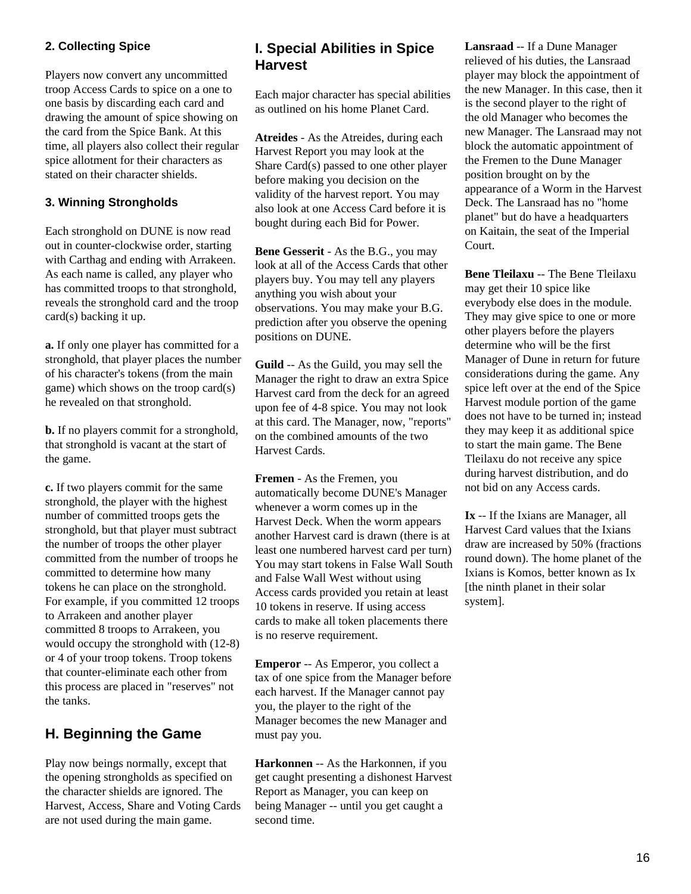### 2. Collecting Spice

Players now convert any uncommitted troop Access Cards to spice on a one to one basis by discarding each card and drawing the amount of spice showing on the card from the Spice Bank. At this time, all players also collect their regular spice allotment for their characters as stated on their character shields.

### 3. Winning Strongholds

Each stronghold on DUNE is now read out in counter-clockwise order, starting with Carthag and ending with Arrakeen. As each name is called, any player who has committed troops to that stronghold, reveals the stronghold card and the troop card(s) backing it up.

**a.** If only one player has committed for a stronghold, that player places the number of his character's tokens (from the main game) which shows on the troop card(s) he revealed on that stronghold.

**b.** If no players commit for a stronghold, that stronghold is vacant at the start of the game.

**c.** If two players commit for the same stronghold, the player with the highest number of committed troops gets the stronghold, but that player must subtract the number of troops the other player committed from the number of troops he committed to determine how many tokens he can place on the stronghold. For example, if you committed 12 troops to Arrakeen and another player committed 8 troops to Arrakeen, you would occupy the stronghold with (12-8) or 4 of your troop tokens. Troop tokens that counter-eliminate each other from this process are placed in "reserves" not the tanks.

## H. Beginning the Game

Play now beings normally, except that the opening strongholds as specified on the character shields are ignored. The Harvest, Access, Share and Voting Cards are not used during the main game.

## I. Special Abilities in Spice Harvest

Each major character has special abilities as outlined on his home Planet Card.

**Atreides** - As the Atreides, during each Harvest Report you may look at the Share Card(s) passed to one other player before making you decision on the validity of the harvest report. You may also look at one Access Card before it is bought during each Bid for Power.

**Bene Gesserit** - As the B.G., you may look at all of the Access Cards that other players buy. You may tell any players anything you wish about your observations. You may make your B.G. prediction after you observe the opening positions on DUNE.

**Guild** -- As the Guild, you may sell the Manager the right to draw an extra Spice Harvest card from the deck for an agreed upon fee of 4-8 spice. You may not look at this card. The Manager, now, "reports" on the combined amounts of the two Harvest Cards.

**Fremen** - As the Fremen, you automatically become DUNE's Manager whenever a worm comes up in the Harvest Deck. When the worm appears another Harvest card is drawn (there is at least one numbered harvest card per turn) You may start tokens in False Wall South and False Wall West without using Access cards provided you retain at least 10 tokens in reserve. If using access cards to make all token placements there is no reserve requirement.

**Emperor** -- As Emperor, you collect a tax of one spice from the Manager before each harvest. If the Manager cannot pay you, the player to the right of the Manager becomes the new Manager and must pay you.

**Harkonnen** -- As the Harkonnen, if you get caught presenting a dishonest Harvest Report as Manager, you can keep on being Manager -- until you get caught a second time.

**Lansraad** -- If a Dune Manager relieved of his duties, the Lansraad player may block the appointment of the new Manager. In this case, then it is the second player to the right of the old Manager who becomes the new Manager. The Lansraad may not block the automatic appointment of the Fremen to the Dune Manager position brought on by the appearance of a Worm in the Harvest Deck. The Lansraad has no "home planet" but do have a headquarters on Kaitain, the seat of the Imperial Court.

**Bene Tleilaxu** -- The Bene Tleilaxu may get their 10 spice like everybody else does in the module. They may give spice to one or more other players before the players determine who will be the first Manager of Dune in return for future considerations during the game. Any spice left over at the end of the Spice Harvest module portion of the game does not have to be turned in; instead they may keep it as additional spice to start the main game. The Bene Tleilaxu do not receive any spice during harvest distribution, and do not bid on any Access cards.

**Ix** -- If the Ixians are Manager, all Harvest Card values that the Ixians draw are increased by 50% (fractions round down). The home planet of the Ixians is Komos, better known as Ix [the ninth planet in their solar system].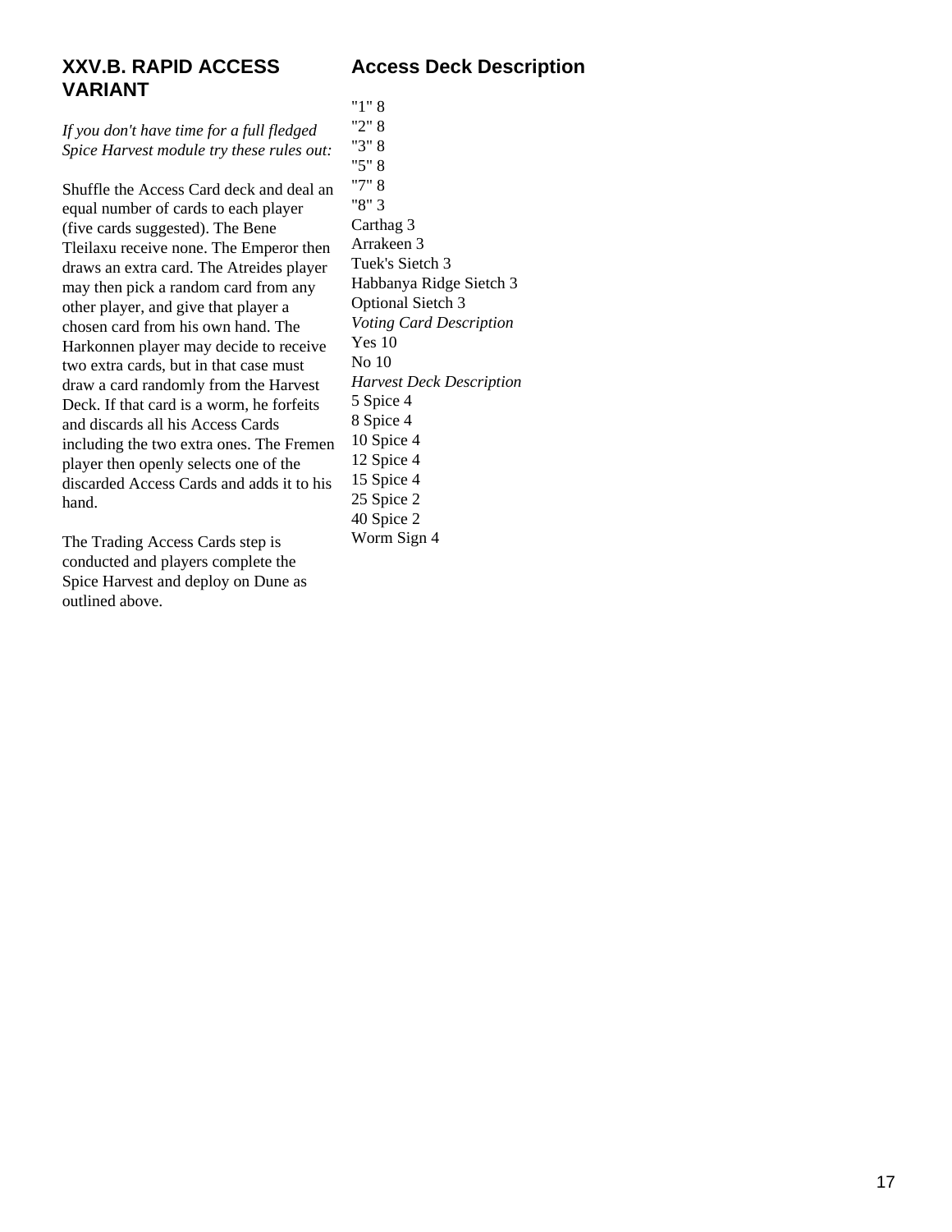## XXV.B. RAPID ACCESS VARIANT

*If you don't have time for a full fledged Spice Harvest module try these rules out:*

Shuffle the Access Card deck and deal an equal number of cards to each player (five cards suggested). The Bene Tleilaxu receive none. The Emperor then draws an extra card. The Atreides player may then pick a random card from any other player, and give that player a chosen card from his own hand. The Harkonnen player may decide to receive two extra cards, but in that case must draw a card randomly from the Harvest Deck. If that card is a worm, he forfeits and discards all his Access Cards including the two extra ones. The Fremen player then openly selects one of the discarded Access Cards and adds it to his hand.

The Trading Access Cards step is conducted and players complete the Spice Harvest and deploy on Dune as outlined above.

## Access Deck Description

"1" 8
"2" 8
"3" 8
"5" 8
"7" 8
"8" 3
Carthag 3
Arrakeen 3
Tuek's Sietch 3
Habbanya Ridge Sietch 3
Optional Sietch 3

*Voting Card Description*

Yes 10
No 10

*Harvest Deck Description*

5 Spice 4
8 Spice 4
10 Spice 4
12 Spice 4
15 Spice 4
25 Spice 2
40 Spice 2
Worm Sign 4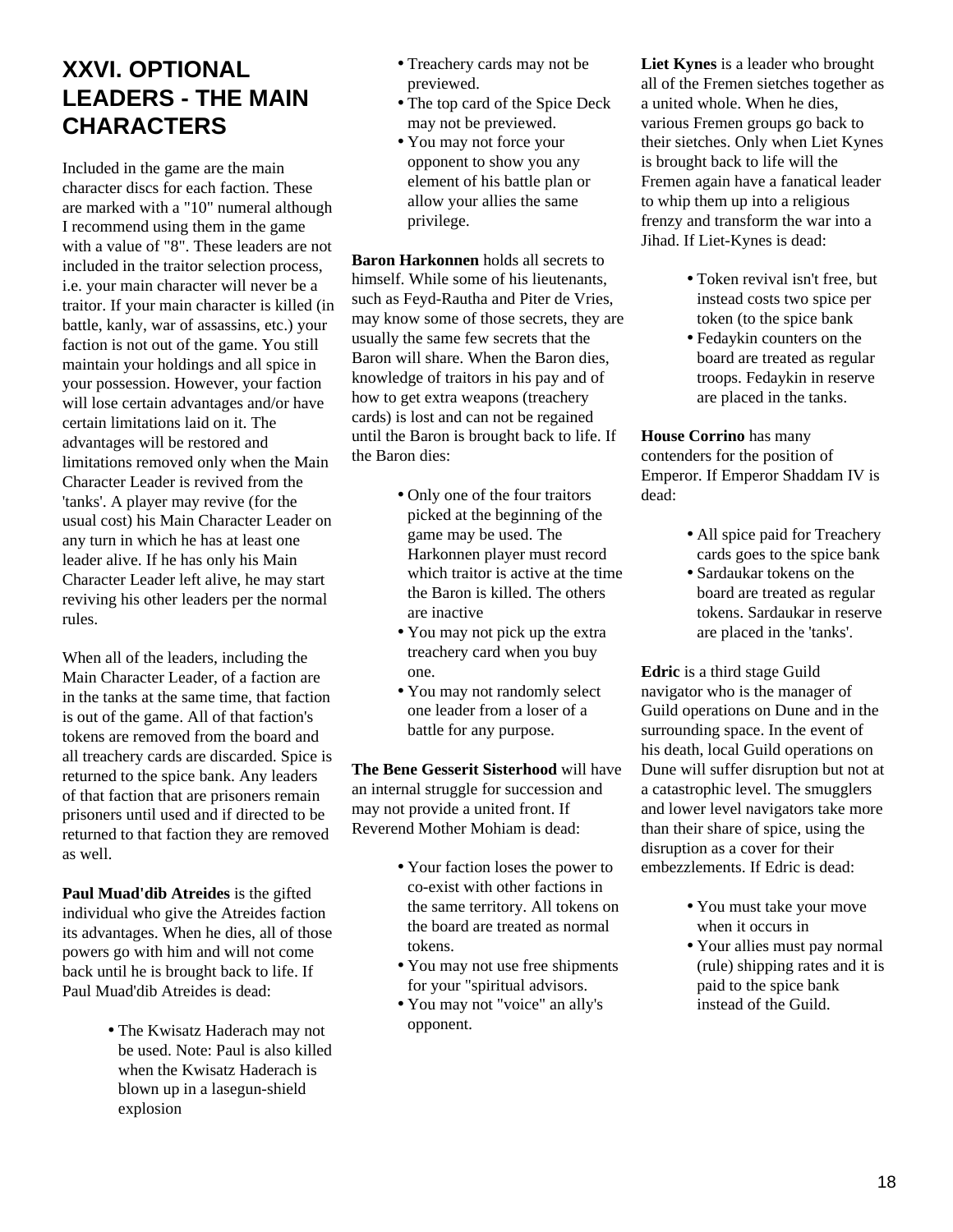# XXVI. OPTIONAL LEADERS - THE MAIN CHARACTERS

Included in the game are the main character discs for each faction. These are marked with a "10" numeral although I recommend using them in the game with a value of "8". These leaders are not included in the traitor selection process, i.e. your main character will never be a traitor. If your main character is killed (in battle, kanly, war of assassins, etc.) your faction is not out of the game. You still maintain your holdings and all spice in your possession. However, your faction will lose certain advantages and/or have certain limitations laid on it. The advantages will be restored and limitations removed only when the Main Character Leader is revived from the 'tanks'. A player may revive (for the usual cost) his Main Character Leader on any turn in which he has at least one leader alive. If he has only his Main Character Leader left alive, he may start reviving his other leaders per the normal rules.

When all of the leaders, including the Main Character Leader, of a faction are in the tanks at the same time, that faction is out of the game. All of that faction's tokens are removed from the board and all treachery cards are discarded. Spice is returned to the spice bank. Any leaders of that faction that are prisoners remain prisoners until used and if directed to be returned to that faction they are removed as well.

**Paul Muad'dib Atreides** is the gifted individual who give the Atreides faction its advantages. When he dies, all of those powers go with him and will not come back until he is brought back to life. If Paul Muad'dib Atreides is dead:

- The Kwisatz Haderach may not be used. Note: Paul is also killed when the Kwisatz Haderach is blown up in a lasegun-shield explosion
- Treachery cards may not be previewed.
- The top card of the Spice Deck may not be previewed.
- You may not force your opponent to show you any element of his battle plan or allow your allies the same privilege.

**Baron Harkonnen** holds all secrets to himself. While some of his lieutenants, such as Feyd-Rautha and Piter de Vries, may know some of those secrets, they are usually the same few secrets that the Baron will share. When the Baron dies, knowledge of traitors in his pay and of how to get extra weapons (treachery cards) is lost and can not be regained until the Baron is brought back to life. If the Baron dies:

- Only one of the four traitors picked at the beginning of the game may be used. The Harkonnen player must record which traitor is active at the time the Baron is killed. The others are inactive
- You may not pick up the extra treachery card when you buy one.
- You may not randomly select one leader from a loser of a battle for any purpose.

**The Bene Gesserit Sisterhood** will have an internal struggle for succession and may not provide a united front. If Reverend Mother Mohiam is dead:

- Your faction loses the power to co-exist with other factions in the same territory. All tokens on the board are treated as normal tokens.
- You may not use free shipments for your "spiritual advisors.
- You may not "voice" an ally's opponent.

**Liet Kynes** is a leader who brought all of the Fremen sietches together as a united whole. When he dies, various Fremen groups go back to their sietches. Only when Liet Kynes is brought back to life will the Fremen again have a fanatical leader to whip them up into a religious frenzy and transform the war into a Jihad. If Liet-Kynes is dead:

- Token revival isn't free, but instead costs two spice per token (to the spice bank
- Fedaykin counters on the board are treated as regular troops. Fedaykin in reserve are placed in the tanks.

**House Corrino** has many contenders for the position of Emperor. If Emperor Shaddam IV is dead:

- All spice paid for Treachery cards goes to the spice bank
- Sardaukar tokens on the board are treated as regular tokens. Sardaukar in reserve are placed in the 'tanks'.

**Edric** is a third stage Guild navigator who is the manager of Guild operations on Dune and in the surrounding space. In the event of his death, local Guild operations on Dune will suffer disruption but not at a catastrophic level. The smugglers and lower level navigators take more than their share of spice, using the disruption as a cover for their embezzlements. If Edric is dead:

- You must take your move when it occurs in
- Your allies must pay normal (rule) shipping rates and it is paid to the spice bank instead of the Guild.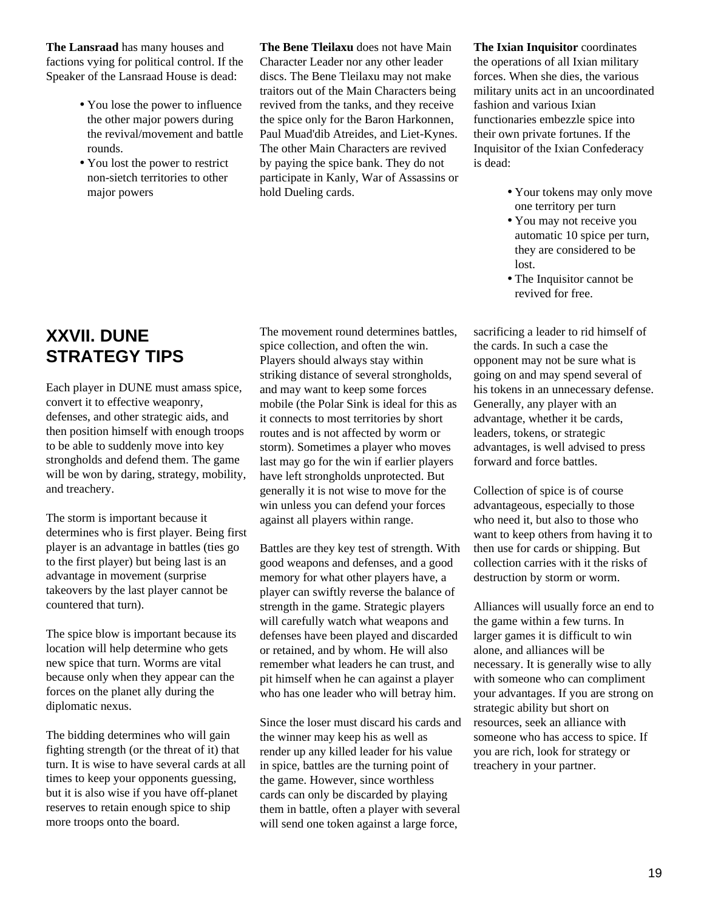**The Lansraad** has many houses and factions vying for political control. If the Speaker of the Lansraad House is dead:

- You lose the power to influence the other major powers during the revival/movement and battle rounds.
- You lost the power to restrict non-sietch territories to other major powers

**The Bene Tleilaxu** does not have Main Character Leader nor any other leader discs. The Bene Tleilaxu may not make traitors out of the Main Characters being revived from the tanks, and they receive the spice only for the Baron Harkonnen, Paul Muad'dib Atreides, and Liet-Kynes. The other Main Characters are revived by paying the spice bank. They do not participate in Kanly, War of Assassins or hold Dueling cards.

**The Ixian Inquisitor** coordinates the operations of all Ixian military forces. When she dies, the various military units act in an uncoordinated fashion and various Ixian functionaries embezzle spice into their own private fortunes. If the Inquisitor of the Ixian Confederacy is dead:

- Your tokens may only move one territory per turn
- You may not receive you automatic 10 spice per turn, they are considered to be lost.
- The Inquisitor cannot be revived for free.

## XXVII. DUNE STRATEGY TIPS

Each player in DUNE must amass spice, convert it to effective weaponry, defenses, and other strategic aids, and then position himself with enough troops to be able to suddenly move into key strongholds and defend them. The game will be won by daring, strategy, mobility, and treachery.

The storm is important because it determines who is first player. Being first player is an advantage in battles (ties go to the first player) but being last is an advantage in movement (surprise takeovers by the last player cannot be countered that turn).

The spice blow is important because its location will help determine who gets new spice that turn. Worms are vital because only when they appear can the forces on the planet ally during the diplomatic nexus.

The bidding determines who will gain fighting strength (or the threat of it) that turn. It is wise to have several cards at all times to keep your opponents guessing, but it is also wise if you have off-planet reserves to retain enough spice to ship more troops onto the board.

The movement round determines battles, spice collection, and often the win. Players should always stay within striking distance of several strongholds, and may want to keep some forces mobile (the Polar Sink is ideal for this as it connects to most territories by short routes and is not affected by worm or storm). Sometimes a player who moves last may go for the win if earlier players have left strongholds unprotected. But generally it is not wise to move for the win unless you can defend your forces against all players within range.

Battles are they key test of strength. With good weapons and defenses, and a good memory for what other players have, a player can swiftly reverse the balance of strength in the game. Strategic players will carefully watch what weapons and defenses have been played and discarded or retained, and by whom. He will also remember what leaders he can trust, and pit himself when he can against a player who has one leader who will betray him.

Since the loser must discard his cards and the winner may keep his as well as render up any killed leader for his value in spice, battles are the turning point of the game. However, since worthless cards can only be discarded by playing them in battle, often a player with several will send one token against a large force, sacrificing a leader to rid himself of the cards. In such a case the opponent may not be sure what is going on and may spend several of his tokens in an unnecessary defense. Generally, any player with an advantage, whether it be cards, leaders, tokens, or strategic advantages, is well advised to press forward and force battles.

Collection of spice is of course advantageous, especially to those who need it, but also to those who want to keep others from having it to then use for cards or shipping. But collection carries with it the risks of destruction by storm or worm.

Alliances will usually force an end to the game within a few turns. In larger games it is difficult to win alone, and alliances will be necessary. It is generally wise to ally with someone who can compliment your advantages. If you are strong on strategic ability but short on resources, seek an alliance with someone who has access to spice. If you are rich, look for strategy or treachery in your partner.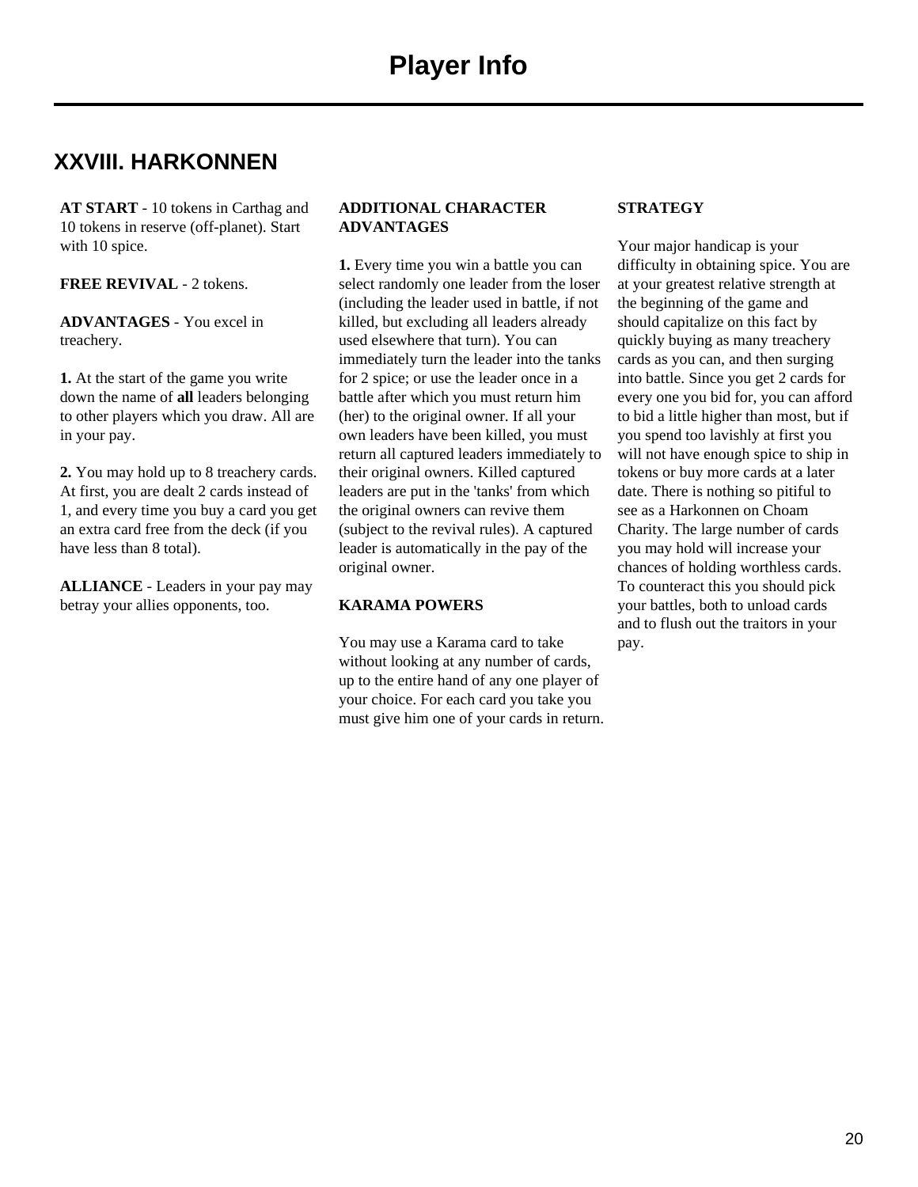# Player Info

## XXVIII. HARKONNEN

**AT START** - 10 tokens in Carthag and 10 tokens in reserve (off-planet). Start with 10 spice.

**FREE REVIVAL** - 2 tokens.

**ADVANTAGES** - You excel in treachery.

**1.** At the start of the game you write down the name of **all** leaders belonging to other players which you draw. All are in your pay.

**2.** You may hold up to 8 treachery cards. At first, you are dealt 2 cards instead of 1, and every time you buy a card you get an extra card free from the deck (if you have less than 8 total).

**ALLIANCE** - Leaders in your pay may betray your allies opponents, too.

**ADDITIONAL CHARACTER ADVANTAGES**

**1.** Every time you win a battle you can select randomly one leader from the loser (including the leader used in battle, if not killed, but excluding all leaders already used elsewhere that turn). You can immediately turn the leader into the tanks for 2 spice; or use the leader once in a battle after which you must return him (her) to the original owner. If all your own leaders have been killed, you must return all captured leaders immediately to their original owners. Killed captured leaders are put in the 'tanks' from which the original owners can revive them (subject to the revival rules). A captured leader is automatically in the pay of the original owner.

**KARAMA POWERS**

You may use a Karama card to take without looking at any number of cards, up to the entire hand of any one player of your choice. For each card you take you must give him one of your cards in return.

**STRATEGY**

Your major handicap is your difficulty in obtaining spice. You are at your greatest relative strength at the beginning of the game and should capitalize on this fact by quickly buying as many treachery cards as you can, and then surging into battle. Since you get 2 cards for every one you bid for, you can afford to bid a little higher than most, but if you spend too lavishly at first you will not have enough spice to ship in tokens or buy more cards at a later date. There is nothing so pitiful to see as a Harkonnen on Choam Charity. The large number of cards you may hold will increase your chances of holding worthless cards. To counteract this you should pick your battles, both to unload cards and to flush out the traitors in your pay.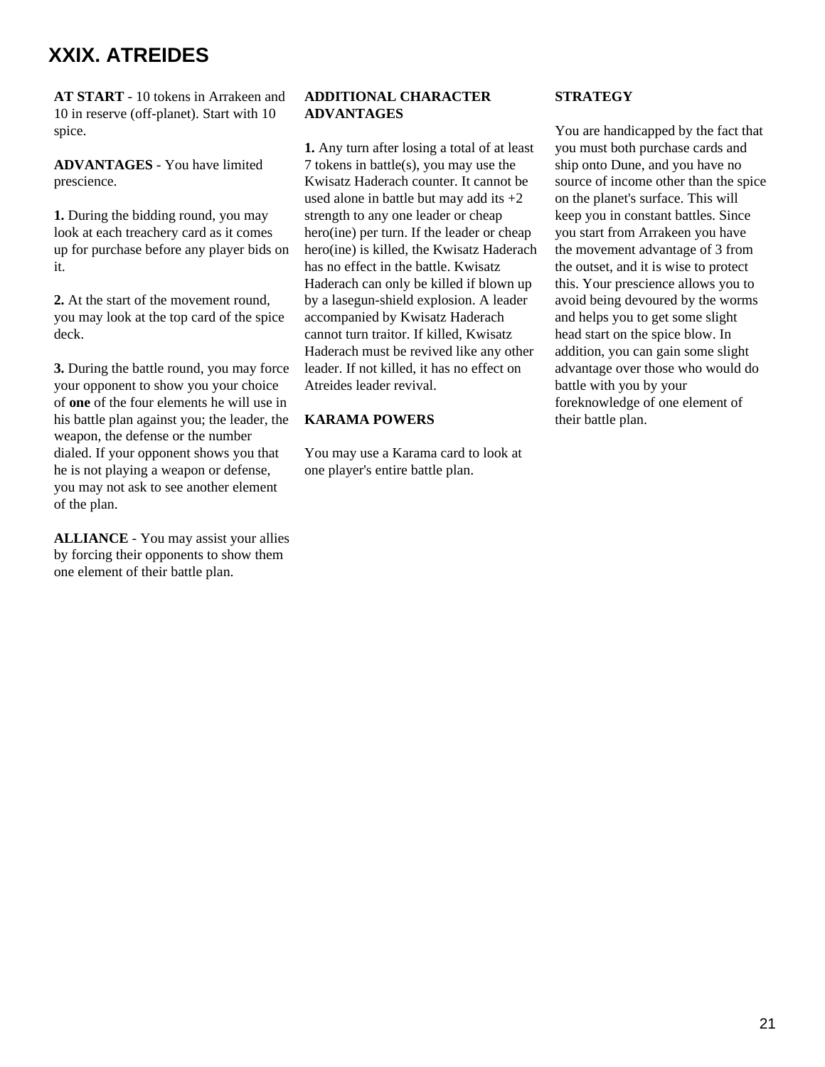# XXIX. ATREIDES

**AT START** - 10 tokens in Arrakeen and 10 in reserve (off-planet). Start with 10 spice.

**ADVANTAGES** - You have limited prescience.

**1.** During the bidding round, you may look at each treachery card as it comes up for purchase before any player bids on it.

**2.** At the start of the movement round, you may look at the top card of the spice deck.

**3.** During the battle round, you may force your opponent to show you your choice of **one** of the four elements he will use in his battle plan against you; the leader, the weapon, the defense or the number dialed. If your opponent shows you that he is not playing a weapon or defense, you may not ask to see another element of the plan.

**ALLIANCE** - You may assist your allies by forcing their opponents to show them one element of their battle plan.

**ADDITIONAL CHARACTER ADVANTAGES**

**1.** Any turn after losing a total of at least 7 tokens in battle(s), you may use the Kwisatz Haderach counter. It cannot be used alone in battle but may add its +2 strength to any one leader or cheap hero(ine) per turn. If the leader or cheap hero(ine) is killed, the Kwisatz Haderach has no effect in the battle. Kwisatz Haderach can only be killed if blown up by a lasegun-shield explosion. A leader accompanied by Kwisatz Haderach cannot turn traitor. If killed, Kwisatz Haderach must be revived like any other leader. If not killed, it has no effect on Atreides leader revival.

**KARAMA POWERS**

You may use a Karama card to look at one player's entire battle plan.

**STRATEGY**

You are handicapped by the fact that you must both purchase cards and ship onto Dune, and you have no source of income other than the spice on the planet's surface. This will keep you in constant battles. Since you start from Arrakeen you have the movement advantage of 3 from the outset, and it is wise to protect this. Your prescience allows you to avoid being devoured by the worms and helps you to get some slight head start on the spice blow. In addition, you can gain some slight advantage over those who would do battle with you by your foreknowledge of one element of their battle plan.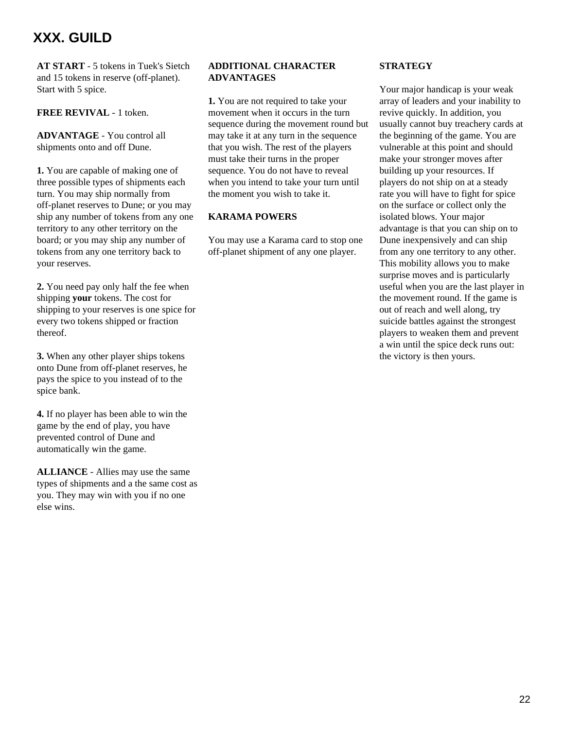# XXX. GUILD

**AT START** - 5 tokens in Tuek's Sietch and 15 tokens in reserve (off-planet). Start with 5 spice.

**FREE REVIVAL** - 1 token.

**ADVANTAGE** - You control all shipments onto and off Dune.

**1.** You are capable of making one of three possible types of shipments each turn. You may ship normally from off-planet reserves to Dune; or you may ship any number of tokens from any one territory to any other territory on the board; or you may ship any number of tokens from any one territory back to your reserves.

**2.** You need pay only half the fee when shipping **your** tokens. The cost for shipping to your reserves is one spice for every two tokens shipped or fraction thereof.

**3.** When any other player ships tokens onto Dune from off-planet reserves, he pays the spice to you instead of to the spice bank.

**4.** If no player has been able to win the game by the end of play, you have prevented control of Dune and automatically win the game.

**ALLIANCE** - Allies may use the same types of shipments and a the same cost as you. They may win with you if no one else wins.

**ADDITIONAL CHARACTER ADVANTAGES**

**1.** You are not required to take your movement when it occurs in the turn sequence during the movement round but may take it at any turn in the sequence that you wish. The rest of the players must take their turns in the proper sequence. You do not have to reveal when you intend to take your turn until the moment you wish to take it.

**KARAMA POWERS**

You may use a Karama card to stop one off-planet shipment of any one player.

**STRATEGY**

Your major handicap is your weak array of leaders and your inability to revive quickly. In addition, you usually cannot buy treachery cards at the beginning of the game. You are vulnerable at this point and should make your stronger moves after building up your resources. If players do not ship on at a steady rate you will have to fight for spice on the surface or collect only the isolated blows. Your major advantage is that you can ship on to Dune inexpensively and can ship from any one territory to any other. This mobility allows you to make surprise moves and is particularly useful when you are the last player in the movement round. If the game is out of reach and well along, try suicide battles against the strongest players to weaken them and prevent a win until the spice deck runs out: the victory is then yours.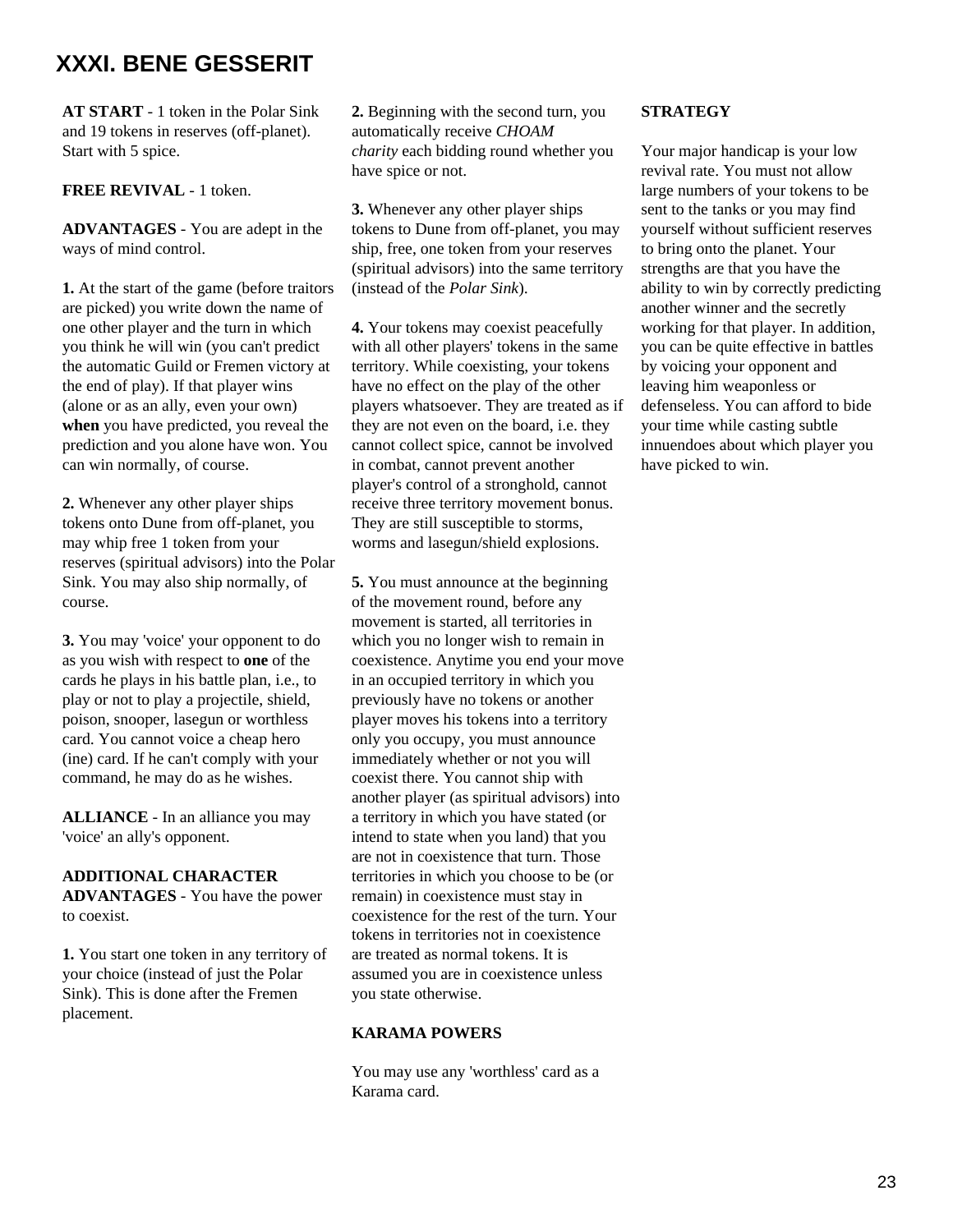# XXXI. BENE GESSERIT

**AT START** - 1 token in the Polar Sink and 19 tokens in reserves (off-planet). Start with 5 spice.

**FREE REVIVAL** - 1 token.

**ADVANTAGES** - You are adept in the ways of mind control.

**1.** At the start of the game (before traitors are picked) you write down the name of one other player and the turn in which you think he will win (you can't predict the automatic Guild or Fremen victory at the end of play). If that player wins (alone or as an ally, even your own) **when** you have predicted, you reveal the prediction and you alone have won. You can win normally, of course.

**2.** Whenever any other player ships tokens onto Dune from off-planet, you may whip free 1 token from your reserves (spiritual advisors) into the Polar Sink. You may also ship normally, of course.

**3.** You may 'voice' your opponent to do as you wish with respect to **one** of the cards he plays in his battle plan, i.e., to play or not to play a projectile, shield, poison, snooper, lasegun or worthless card. You cannot voice a cheap hero (ine) card. If he can't comply with your command, he may do as he wishes.

**ALLIANCE** - In an alliance you may 'voice' an ally's opponent.

**ADDITIONAL CHARACTER ADVANTAGES** - You have the power to coexist.

**1.** You start one token in any territory of your choice (instead of just the Polar Sink). This is done after the Fremen placement.

**2.** Beginning with the second turn, you automatically receive *CHOAM charity* each bidding round whether you have spice or not.

**3.** Whenever any other player ships tokens to Dune from off-planet, you may ship, free, one token from your reserves (spiritual advisors) into the same territory (instead of the *Polar Sink*).

**4.** Your tokens may coexist peacefully with all other players' tokens in the same territory. While coexisting, your tokens have no effect on the play of the other players whatsoever. They are treated as if they are not even on the board, i.e. they cannot collect spice, cannot be involved in combat, cannot prevent another player's control of a stronghold, cannot receive three territory movement bonus. They are still susceptible to storms, worms and lasegun/shield explosions.

**5.** You must announce at the beginning of the movement round, before any movement is started, all territories in which you no longer wish to remain in coexistence. Anytime you end your move in an occupied territory in which you previously have no tokens or another player moves his tokens into a territory only you occupy, you must announce immediately whether or not you will coexist there. You cannot ship with another player (as spiritual advisors) into a territory in which you have stated (or intend to state when you land) that you are not in coexistence that turn. Those territories in which you choose to be (or remain) in coexistence must stay in coexistence for the rest of the turn. Your tokens in territories not in coexistence are treated as normal tokens. It is assumed you are in coexistence unless you state otherwise.

**KARAMA POWERS**

You may use any 'worthless' card as a Karama card.

**STRATEGY**

Your major handicap is your low revival rate. You must not allow large numbers of your tokens to be sent to the tanks or you may find yourself without sufficient reserves to bring onto the planet. Your strengths are that you have the ability to win by correctly predicting another winner and the secretly working for that player. In addition, you can be quite effective in battles by voicing your opponent and leaving him weaponless or defenseless. You can afford to bide your time while casting subtle innuendoes about which player you have picked to win.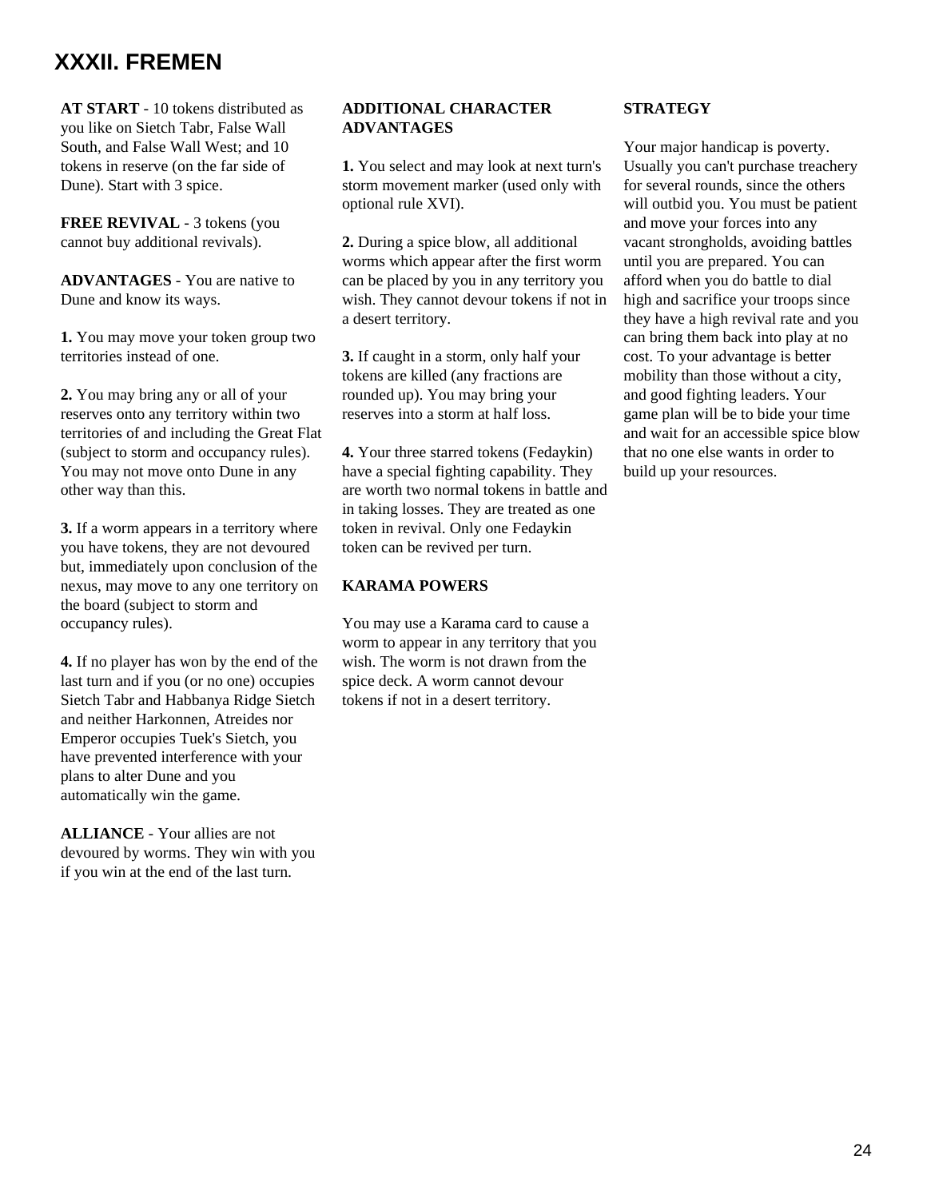# XXXII. FREMEN

**AT START** - 10 tokens distributed as you like on Sietch Tabr, False Wall South, and False Wall West; and 10 tokens in reserve (on the far side of Dune). Start with 3 spice.

**FREE REVIVAL** - 3 tokens (you cannot buy additional revivals).

**ADVANTAGES** - You are native to Dune and know its ways.

**1.** You may move your token group two territories instead of one.

**2.** You may bring any or all of your reserves onto any territory within two territories of and including the Great Flat (subject to storm and occupancy rules). You may not move onto Dune in any other way than this.

**3.** If a worm appears in a territory where you have tokens, they are not devoured but, immediately upon conclusion of the nexus, may move to any one territory on the board (subject to storm and occupancy rules).

**4.** If no player has won by the end of the last turn and if you (or no one) occupies Sietch Tabr and Habbanya Ridge Sietch and neither Harkonnen, Atreides nor Emperor occupies Tuek's Sietch, you have prevented interference with your plans to alter Dune and you automatically win the game.

**ALLIANCE** - Your allies are not devoured by worms. They win with you if you win at the end of the last turn.

**ADDITIONAL CHARACTER ADVANTAGES**

**1.** You select and may look at next turn's storm movement marker (used only with optional rule XVI).

**2.** During a spice blow, all additional worms which appear after the first worm can be placed by you in any territory you wish. They cannot devour tokens if not in a desert territory.

**3.** If caught in a storm, only half your tokens are killed (any fractions are rounded up). You may bring your reserves into a storm at half loss.

**4.** Your three starred tokens (Fedaykin) have a special fighting capability. They are worth two normal tokens in battle and in taking losses. They are treated as one token in revival. Only one Fedaykin token can be revived per turn.

**KARAMA POWERS**

You may use a Karama card to cause a worm to appear in any territory that you wish. The worm is not drawn from the spice deck. A worm cannot devour tokens if not in a desert territory.

**STRATEGY**

Your major handicap is poverty. Usually you can't purchase treachery for several rounds, since the others will outbid you. You must be patient and move your forces into any vacant strongholds, avoiding battles until you are prepared. You can afford when you do battle to dial high and sacrifice your troops since they have a high revival rate and you can bring them back into play at no cost. To your advantage is better mobility than those without a city, and good fighting leaders. Your game plan will be to bide your time and wait for an accessible spice blow that no one else wants in order to build up your resources.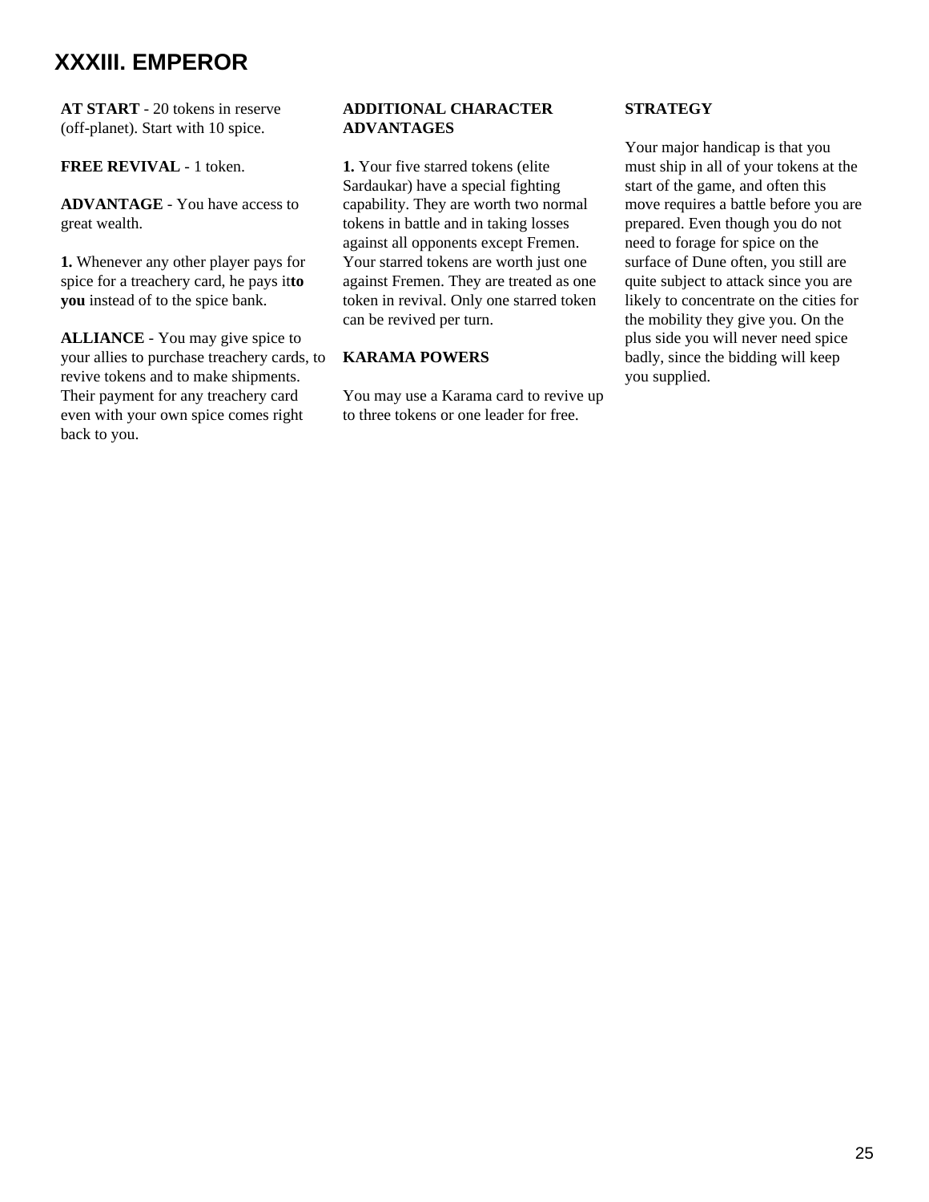# XXXIII. EMPEROR

**AT START** - 20 tokens in reserve (off-planet). Start with 10 spice.

**FREE REVIVAL** - 1 token.

**ADVANTAGE** - You have access to great wealth.

**1.** Whenever any other player pays for spice for a treachery card, he pays it**to you** instead of to the spice bank.

**ALLIANCE** - You may give spice to your allies to purchase treachery cards, to revive tokens and to make shipments. Their payment for any treachery card even with your own spice comes right back to you.

**ADDITIONAL CHARACTER ADVANTAGES**

**1.** Your five starred tokens (elite Sardaukar) have a special fighting capability. They are worth two normal tokens in battle and in taking losses against all opponents except Fremen. Your starred tokens are worth just one against Fremen. They are treated as one token in revival. Only one starred token can be revived per turn.

**KARAMA POWERS**

You may use a Karama card to revive up to three tokens or one leader for free.

**STRATEGY**

Your major handicap is that you must ship in all of your tokens at the start of the game, and often this move requires a battle before you are prepared. Even though you do not need to forage for spice on the surface of Dune often, you still are quite subject to attack since you are likely to concentrate on the cities for the mobility they give you. On the plus side you will never need spice badly, since the bidding will keep you supplied.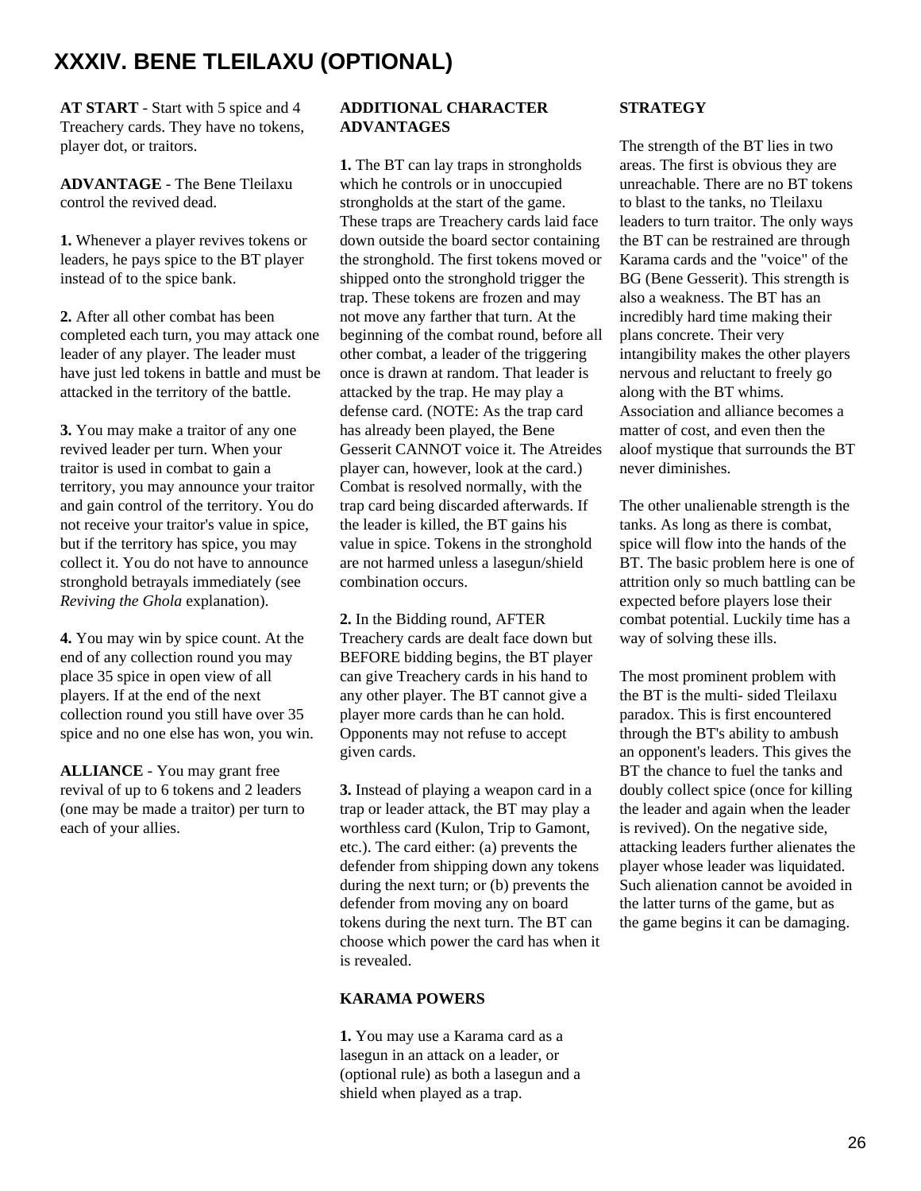# XXXIV. BENE TLEILAXU (OPTIONAL)

**AT START** - Start with 5 spice and 4 Treachery cards. They have no tokens, player dot, or traitors.

**ADVANTAGE** - The Bene Tleilaxu control the revived dead.

**1.** Whenever a player revives tokens or leaders, he pays spice to the BT player instead of to the spice bank.

**2.** After all other combat has been completed each turn, you may attack one leader of any player. The leader must have just led tokens in battle and must be attacked in the territory of the battle.

**3.** You may make a traitor of any one revived leader per turn. When your traitor is used in combat to gain a territory, you may announce your traitor and gain control of the territory. You do not receive your traitor's value in spice, but if the territory has spice, you may collect it. You do not have to announce stronghold betrayals immediately (see *Reviving the Ghola* explanation).

**4.** You may win by spice count. At the end of any collection round you may place 35 spice in open view of all players. If at the end of the next collection round you still have over 35 spice and no one else has won, you win.

**ALLIANCE** - You may grant free revival of up to 6 tokens and 2 leaders (one may be made a traitor) per turn to each of your allies.

**ADDITIONAL CHARACTER ADVANTAGES**

**1.** The BT can lay traps in strongholds which he controls or in unoccupied strongholds at the start of the game. These traps are Treachery cards laid face down outside the board sector containing the stronghold. The first tokens moved or shipped onto the stronghold trigger the trap. These tokens are frozen and may not move any farther that turn. At the beginning of the combat round, before all other combat, a leader of the triggering once is drawn at random. That leader is attacked by the trap. He may play a defense card. (NOTE: As the trap card has already been played, the Bene Gesserit CANNOT voice it. The Atreides player can, however, look at the card.) Combat is resolved normally, with the trap card being discarded afterwards. If the leader is killed, the BT gains his value in spice. Tokens in the stronghold are not harmed unless a lasegun/shield combination occurs.

**2.** In the Bidding round, AFTER Treachery cards are dealt face down but BEFORE bidding begins, the BT player can give Treachery cards in his hand to any other player. The BT cannot give a player more cards than he can hold. Opponents may not refuse to accept given cards.

**3.** Instead of playing a weapon card in a trap or leader attack, the BT may play a worthless card (Kulon, Trip to Gamont, etc.). The card either: (a) prevents the defender from shipping down any tokens during the next turn; or (b) prevents the defender from moving any on board tokens during the next turn. The BT can choose which power the card has when it is revealed.

**KARAMA POWERS**

**1.** You may use a Karama card as a lasegun in an attack on a leader, or (optional rule) as both a lasegun and a shield when played as a trap.

**STRATEGY**

The strength of the BT lies in two areas. The first is obvious they are unreachable. There are no BT tokens to blast to the tanks, no Tleilaxu leaders to turn traitor. The only ways the BT can be restrained are through Karama cards and the "voice" of the BG (Bene Gesserit). This strength is also a weakness. The BT has an incredibly hard time making their plans concrete. Their very intangibility makes the other players nervous and reluctant to freely go along with the BT whims. Association and alliance becomes a matter of cost, and even then the aloof mystique that surrounds the BT never diminishes.

The other unalienable strength is the tanks. As long as there is combat, spice will flow into the hands of the BT. The basic problem here is one of attrition only so much battling can be expected before players lose their combat potential. Luckily time has a way of solving these ills.

The most prominent problem with the BT is the multi- sided Tleilaxu paradox. This is first encountered through the BT's ability to ambush an opponent's leaders. This gives the BT the chance to fuel the tanks and doubly collect spice (once for killing the leader and again when the leader is revived). On the negative side, attacking leaders further alienates the player whose leader was liquidated. Such alienation cannot be avoided in the latter turns of the game, but as the game begins it can be damaging.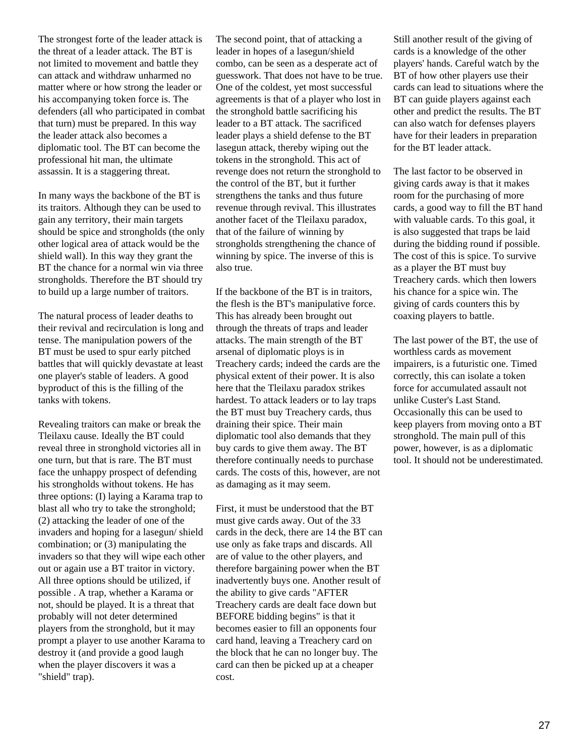The strongest forte of the leader attack is the threat of a leader attack. The BT is not limited to movement and battle they can attack and withdraw unharmed no matter where or how strong the leader or his accompanying token force is. The defenders (all who participated in combat that turn) must be prepared. In this way the leader attack also becomes a diplomatic tool. The BT can become the professional hit man, the ultimate assassin. It is a staggering threat.

In many ways the backbone of the BT is its traitors. Although they can be used to gain any territory, their main targets should be spice and strongholds (the only other logical area of attack would be the shield wall). In this way they grant the BT the chance for a normal win via three strongholds. Therefore the BT should try to build up a large number of traitors.

The natural process of leader deaths to their revival and recirculation is long and tense. The manipulation powers of the BT must be used to spur early pitched battles that will quickly devastate at least one player's stable of leaders. A good byproduct of this is the filling of the tanks with tokens.

Revealing traitors can make or break the Tleilaxu cause. Ideally the BT could reveal three in stronghold victories all in one turn, but that is rare. The BT must face the unhappy prospect of defending his strongholds without tokens. He has three options: (I) laying a Karama trap to blast all who try to take the stronghold; (2) attacking the leader of one of the invaders and hoping for a lasegun/ shield combination; or (3) manipulating the invaders so that they will wipe each other out or again use a BT traitor in victory. All three options should be utilized, if possible . A trap, whether a Karama or not, should be played. It is a threat that probably will not deter determined players from the stronghold, but it may prompt a player to use another Karama to destroy it (and provide a good laugh when the player discovers it was a "shield" trap).

The second point, that of attacking a leader in hopes of a lasegun/shield combo, can be seen as a desperate act of guesswork. That does not have to be true. One of the coldest, yet most successful agreements is that of a player who lost in the stronghold battle sacrificing his leader to a BT attack. The sacrificed leader plays a shield defense to the BT lasegun attack, thereby wiping out the tokens in the stronghold. This act of revenge does not return the stronghold to the control of the BT, but it further strengthens the tanks and thus future revenue through revival. This illustrates another facet of the Tleilaxu paradox, that of the failure of winning by strongholds strengthening the chance of winning by spice. The inverse of this is also true.

If the backbone of the BT is in traitors, the flesh is the BT's manipulative force. This has already been brought out through the threats of traps and leader attacks. The main strength of the BT arsenal of diplomatic ploys is in Treachery cards; indeed the cards are the physical extent of their power. It is also here that the Tleilaxu paradox strikes hardest. To attack leaders or to lay traps the BT must buy Treachery cards, thus draining their spice. Their main diplomatic tool also demands that they buy cards to give them away. The BT therefore continually needs to purchase cards. The costs of this, however, are not as damaging as it may seem.

First, it must be understood that the BT must give cards away. Out of the 33 cards in the deck, there are 14 the BT can use only as fake traps and discards. All are of value to the other players, and therefore bargaining power when the BT inadvertently buys one. Another result of the ability to give cards "AFTER Treachery cards are dealt face down but BEFORE bidding begins" is that it becomes easier to fill an opponents four card hand, leaving a Treachery card on the block that he can no longer buy. The card can then be picked up at a cheaper cost.

Still another result of the giving of cards is a knowledge of the other players' hands. Careful watch by the BT of how other players use their cards can lead to situations where the BT can guide players against each other and predict the results. The BT can also watch for defenses players have for their leaders in preparation for the BT leader attack.

The last factor to be observed in giving cards away is that it makes room for the purchasing of more cards, a good way to fill the BT hand with valuable cards. To this goal, it is also suggested that traps be laid during the bidding round if possible. The cost of this is spice. To survive as a player the BT must buy Treachery cards. which then lowers his chance for a spice win. The giving of cards counters this by coaxing players to battle.

The last power of the BT, the use of worthless cards as movement impairers, is a futuristic one. Timed correctly, this can isolate a token force for accumulated assault not unlike Custer's Last Stand. Occasionally this can be used to keep players from moving onto a BT stronghold. The main pull of this power, however, is as a diplomatic tool. It should not be underestimated.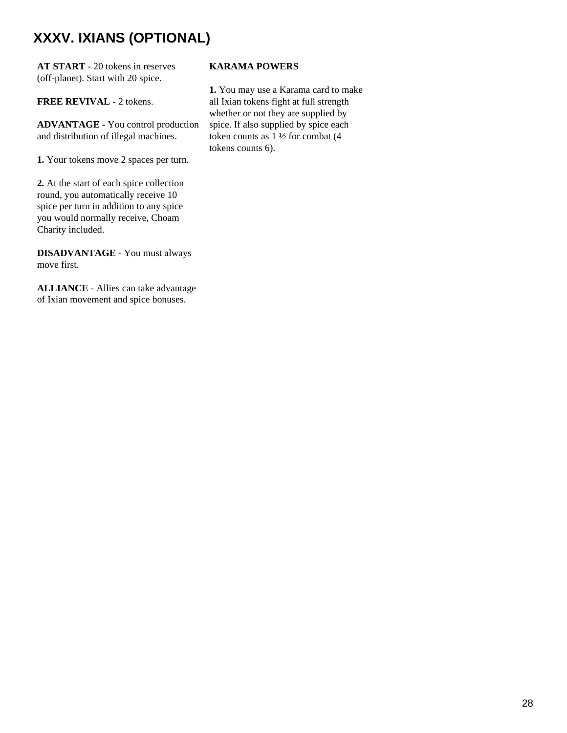# XXXV. IXIANS (OPTIONAL)

**AT START** - 20 tokens in reserves (off-planet). Start with 20 spice.

**FREE REVIVAL** - 2 tokens.

**ADVANTAGE** - You control production and distribution of illegal machines.

**1.** Your tokens move 2 spaces per turn.

**2.** At the start of each spice collection round, you automatically receive 10 spice per turn in addition to any spice you would normally receive, Choam Charity included.

**DISADVANTAGE** - You must always move first.

**ALLIANCE** - Allies can take advantage of Ixian movement and spice bonuses.

**KARAMA POWERS**

**1.** You may use a Karama card to make all Ixian tokens fight at full strength whether or not they are supplied by spice. If also supplied by spice each token counts as 1 ½ for combat (4 tokens counts 6).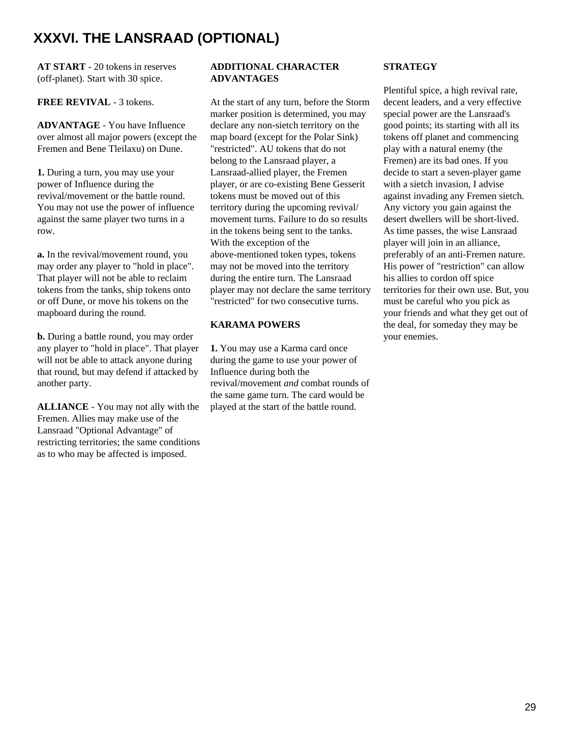# XXXVI. THE LANSRAAD (OPTIONAL)

**AT START** - 20 tokens in reserves (off-planet). Start with 30 spice.

**FREE REVIVAL** - 3 tokens.

**ADVANTAGE** - You have Influence over almost all major powers (except the Fremen and Bene Tleilaxu) on Dune.

**1.** During a turn, you may use your power of Influence during the revival/movement or the battle round. You may not use the power of influence against the same player two turns in a row.

**a.** In the revival/movement round, you may order any player to "hold in place". That player will not be able to reclaim tokens from the tanks, ship tokens onto or off Dune, or move his tokens on the mapboard during the round.

**b.** During a battle round, you may order any player to "hold in place". That player will not be able to attack anyone during that round, but may defend if attacked by another party.

**ALLIANCE** - You may not ally with the Fremen. Allies may make use of the Lansraad "Optional Advantage" of restricting territories; the same conditions as to who may be affected is imposed.

**ADDITIONAL CHARACTER ADVANTAGES**

At the start of any turn, before the Storm marker position is determined, you may declare any non-sietch territory on the map board (except for the Polar Sink) "restricted". AU tokens that do not belong to the Lansraad player, a Lansraad-allied player, the Fremen player, or are co-existing Bene Gesserit tokens must be moved out of this territory during the upcoming revival/ movement turns. Failure to do so results in the tokens being sent to the tanks. With the exception of the above-mentioned token types, tokens may not be moved into the territory during the entire turn. The Lansraad player may not declare the same territory "restricted" for two consecutive turns.

**KARAMA POWERS**

**1.** You may use a Karma card once during the game to use your power of Influence during both the revival/movement *and* combat rounds of the same game turn. The card would be played at the start of the battle round.

**STRATEGY**

Plentiful spice, a high revival rate, decent leaders, and a very effective special power are the Lansraad's good points; its starting with all its tokens off planet and commencing play with a natural enemy (the Fremen) are its bad ones. If you decide to start a seven-player game with a sietch invasion, I advise against invading any Fremen sietch. Any victory you gain against the desert dwellers will be short-lived. As time passes, the wise Lansraad player will join in an alliance, preferably of an anti-Fremen nature. His power of "restriction" can allow his allies to cordon off spice territories for their own use. But, you must be careful who you pick as your friends and what they get out of the deal, for someday they may be your enemies.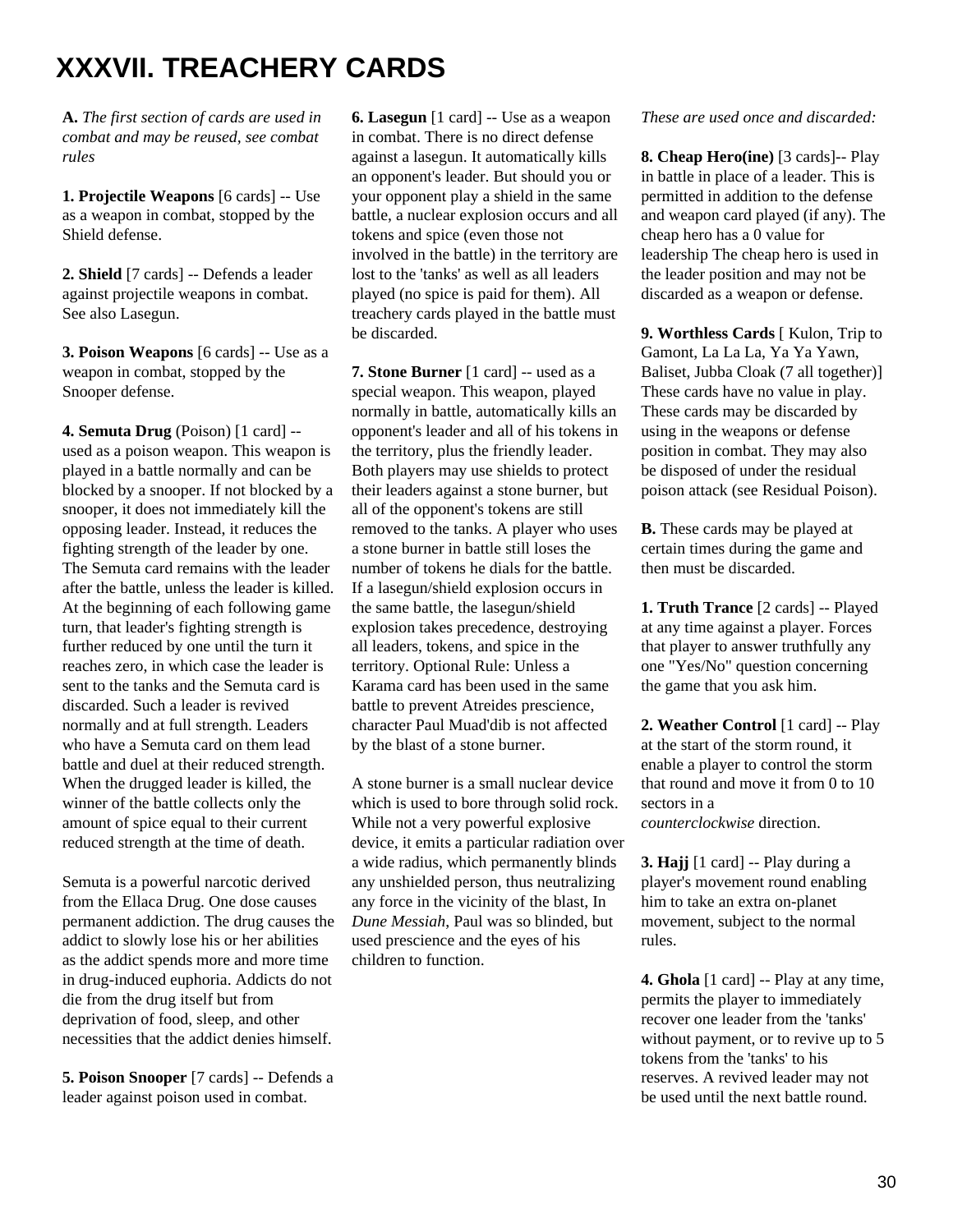# XXXVII. TREACHERY CARDS

**A.** *The first section of cards are used in combat and may be reused, see combat rules*

**1. Projectile Weapons** [6 cards] -- Use as a weapon in combat, stopped by the Shield defense.

**2. Shield** [7 cards] -- Defends a leader against projectile weapons in combat. See also Lasegun.

**3. Poison Weapons** [6 cards] -- Use as a weapon in combat, stopped by the Snooper defense.

**4. Semuta Drug** (Poison) [1 card] -- used as a poison weapon. This weapon is played in a battle normally and can be blocked by a snooper. If not blocked by a snooper, it does not immediately kill the opposing leader. Instead, it reduces the fighting strength of the leader by one. The Semuta card remains with the leader after the battle, unless the leader is killed. At the beginning of each following game turn, that leader's fighting strength is further reduced by one until the turn it reaches zero, in which case the leader is sent to the tanks and the Semuta card is discarded. Such a leader is revived normally and at full strength. Leaders who have a Semuta card on them lead battle and duel at their reduced strength. When the drugged leader is killed, the winner of the battle collects only the amount of spice equal to their current reduced strength at the time of death.

Semuta is a powerful narcotic derived from the Ellaca Drug. One dose causes permanent addiction. The drug causes the addict to slowly lose his or her abilities as the addict spends more and more time in drug-induced euphoria. Addicts do not die from the drug itself but from deprivation of food, sleep, and other necessities that the addict denies himself.

**5. Poison Snooper** [7 cards] -- Defends a leader against poison used in combat.

**6. Lasegun** [1 card] -- Use as a weapon in combat. There is no direct defense against a lasegun. It automatically kills an opponent's leader. But should you or your opponent play a shield in the same battle, a nuclear explosion occurs and all tokens and spice (even those not involved in the battle) in the territory are lost to the 'tanks' as well as all leaders played (no spice is paid for them). All treachery cards played in the battle must be discarded.

**7. Stone Burner** [1 card] -- used as a special weapon. This weapon, played normally in battle, automatically kills an opponent's leader and all of his tokens in the territory, plus the friendly leader. Both players may use shields to protect their leaders against a stone burner, but all of the opponent's tokens are still removed to the tanks. A player who uses a stone burner in battle still loses the number of tokens he dials for the battle. If a lasegun/shield explosion occurs in the same battle, the lasegun/shield explosion takes precedence, destroying all leaders, tokens, and spice in the territory. Optional Rule: Unless a Karama card has been used in the same battle to prevent Atreides prescience, character Paul Muad'dib is not affected by the blast of a stone burner.

A stone burner is a small nuclear device which is used to bore through solid rock. While not a very powerful explosive device, it emits a particular radiation over a wide radius, which permanently blinds any unshielded person, thus neutralizing any force in the vicinity of the blast, In *Dune Messiah,* Paul was so blinded, but used prescience and the eyes of his children to function.

*These are used once and discarded:*

**8. Cheap Hero(ine)** [3 cards]-- Play in battle in place of a leader. This is permitted in addition to the defense and weapon card played (if any). The cheap hero has a 0 value for leadership The cheap hero is used in the leader position and may not be discarded as a weapon or defense.

**9. Worthless Cards** [ Kulon, Trip to Gamont, La La La, Ya Ya Yawn, Baliset, Jubba Cloak (7 all together)] These cards have no value in play. These cards may be discarded by using in the weapons or defense position in combat. They may also be disposed of under the residual poison attack (see Residual Poison).

**B.** These cards may be played at certain times during the game and then must be discarded.

**1. Truth Trance** [2 cards] -- Played at any time against a player. Forces that player to answer truthfully any one "Yes/No" question concerning the game that you ask him.

**2. Weather Control** [1 card] -- Play at the start of the storm round, it enable a player to control the storm that round and move it from 0 to 10 sectors in a *counterclockwise* direction.

**3. Hajj** [1 card] -- Play during a player's movement round enabling him to take an extra on-planet movement, subject to the normal rules.

**4. Ghola** [1 card] -- Play at any time, permits the player to immediately recover one leader from the 'tanks' without payment, or to revive up to 5 tokens from the 'tanks' to his reserves. A revived leader may not be used until the next battle round.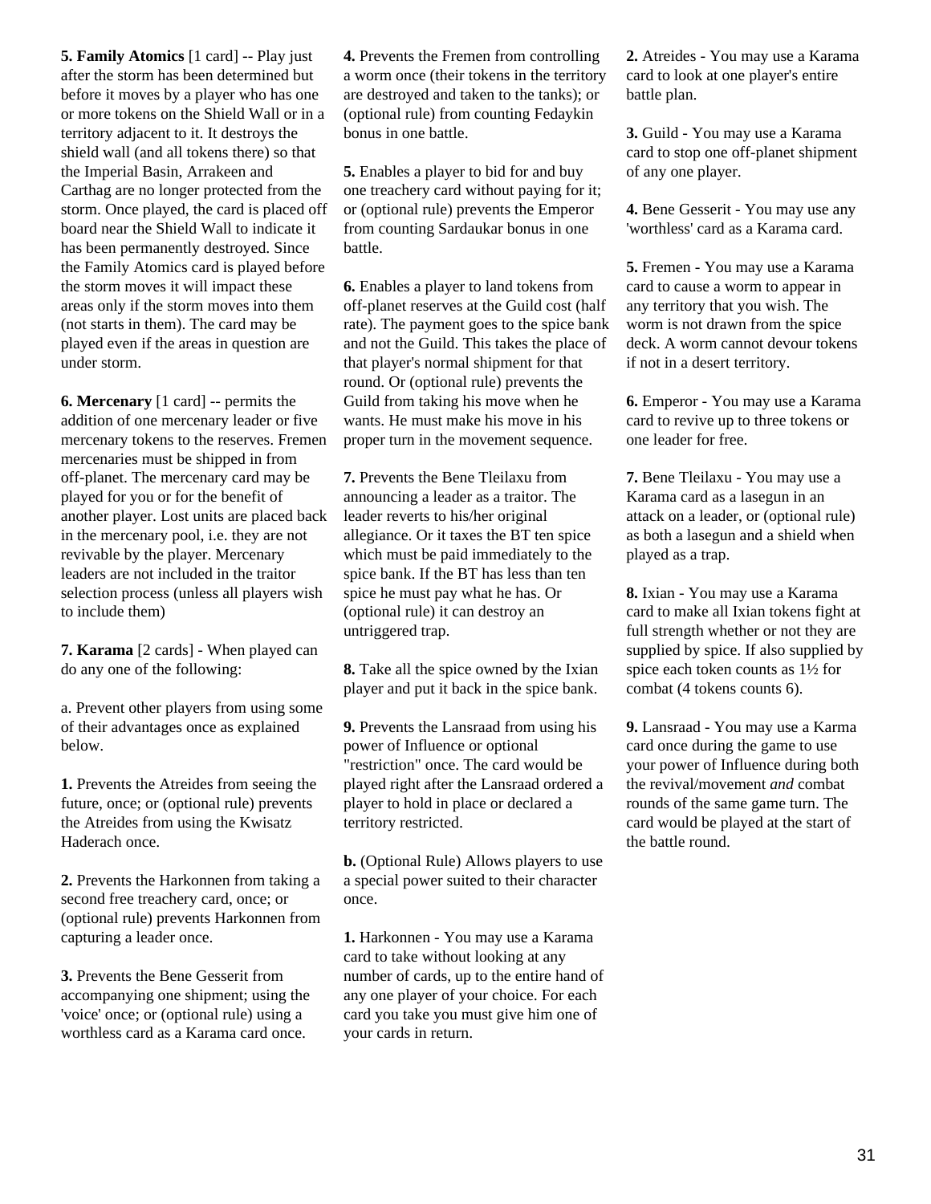**5. Family Atomics** [1 card] -- Play just after the storm has been determined but before it moves by a player who has one or more tokens on the Shield Wall or in a territory adjacent to it. It destroys the shield wall (and all tokens there) so that the Imperial Basin, Arrakeen and Carthag are no longer protected from the storm. Once played, the card is placed off board near the Shield Wall to indicate it has been permanently destroyed. Since the Family Atomics card is played before the storm moves it will impact these areas only if the storm moves into them (not starts in them). The card may be played even if the areas in question are under storm.

**6. Mercenary** [1 card] -- permits the addition of one mercenary leader or five mercenary tokens to the reserves. Fremen mercenaries must be shipped in from off-planet. The mercenary card may be played for you or for the benefit of another player. Lost units are placed back in the mercenary pool, i.e. they are not revivable by the player. Mercenary leaders are not included in the traitor selection process (unless all players wish to include them)

**7. Karama** [2 cards] - When played can do any one of the following:

a. Prevent other players from using some of their advantages once as explained below.

**1.** Prevents the Atreides from seeing the future, once; or (optional rule) prevents the Atreides from using the Kwisatz Haderach once.

**2.** Prevents the Harkonnen from taking a second free treachery card, once; or (optional rule) prevents Harkonnen from capturing a leader once.

**3.** Prevents the Bene Gesserit from accompanying one shipment; using the 'voice' once; or (optional rule) using a worthless card as a Karama card once.

**4.** Prevents the Fremen from controlling a worm once (their tokens in the territory are destroyed and taken to the tanks); or (optional rule) from counting Fedaykin bonus in one battle.

**5.** Enables a player to bid for and buy one treachery card without paying for it; or (optional rule) prevents the Emperor from counting Sardaukar bonus in one battle.

**6.** Enables a player to land tokens from off-planet reserves at the Guild cost (half rate). The payment goes to the spice bank and not the Guild. This takes the place of that player's normal shipment for that round. Or (optional rule) prevents the Guild from taking his move when he wants. He must make his move in his proper turn in the movement sequence.

**7.** Prevents the Bene Tleilaxu from announcing a leader as a traitor. The leader reverts to his/her original allegiance. Or it taxes the BT ten spice which must be paid immediately to the spice bank. If the BT has less than ten spice he must pay what he has. Or (optional rule) it can destroy an untriggered trap.

**8.** Take all the spice owned by the Ixian player and put it back in the spice bank.

**9.** Prevents the Lansraad from using his power of Influence or optional "restriction" once. The card would be played right after the Lansraad ordered a player to hold in place or declared a territory restricted.

**b.** (Optional Rule) Allows players to use a special power suited to their character once.

**1.** Harkonnen - You may use a Karama card to take without looking at any number of cards, up to the entire hand of any one player of your choice. For each card you take you must give him one of your cards in return.

**2.** Atreides - You may use a Karama card to look at one player's entire battle plan.

**3.** Guild - You may use a Karama card to stop one off-planet shipment of any one player.

**4.** Bene Gesserit - You may use any 'worthless' card as a Karama card.

**5.** Fremen - You may use a Karama card to cause a worm to appear in any territory that you wish. The worm is not drawn from the spice deck. A worm cannot devour tokens if not in a desert territory.

**6.** Emperor - You may use a Karama card to revive up to three tokens or one leader for free.

**7.** Bene Tleilaxu - You may use a Karama card as a lasegun in an attack on a leader, or (optional rule) as both a lasegun and a shield when played as a trap.

**8.** Ixian - You may use a Karama card to make all Ixian tokens fight at full strength whether or not they are supplied by spice. If also supplied by spice each token counts as 1½ for combat (4 tokens counts 6).

**9.** Lansraad - You may use a Karma card once during the game to use your power of Influence during both the revival/movement *and* combat rounds of the same game turn. The card would be played at the start of the battle round.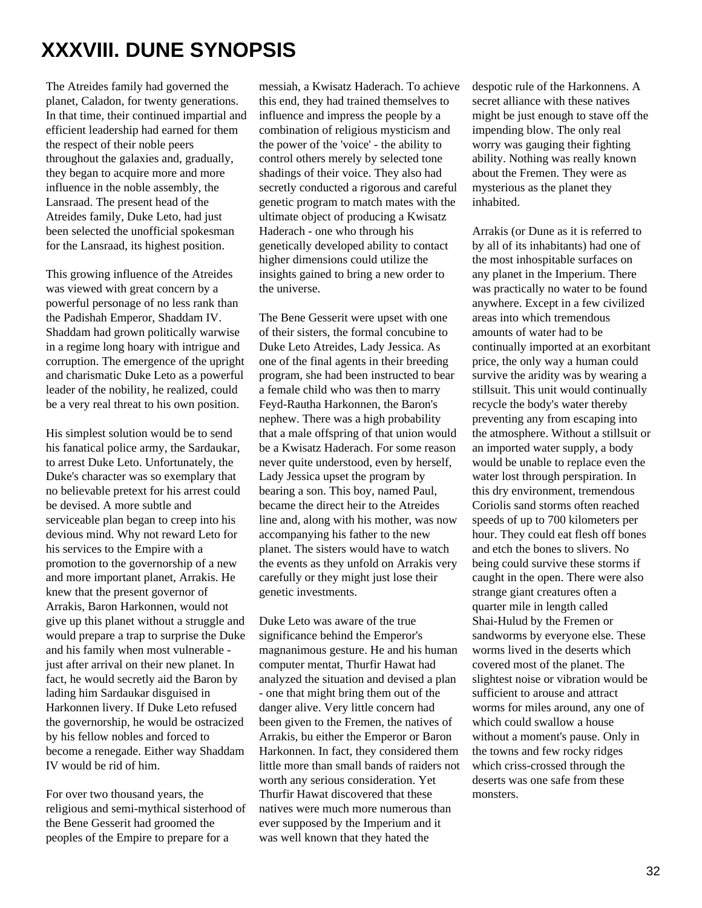# XXXVIII. DUNE SYNOPSIS

The Atreides family had governed the planet, Caladon, for twenty generations. In that time, their continued impartial and efficient leadership had earned for them the respect of their noble peers throughout the galaxies and, gradually, they began to acquire more and more influence in the noble assembly, the Lansraad. The present head of the Atreides family, Duke Leto, had just been selected the unofficial spokesman for the Lansraad, its highest position.

This growing influence of the Atreides was viewed with great concern by a powerful personage of no less rank than the Padishah Emperor, Shaddam IV. Shaddam had grown politically warwise in a regime long hoary with intrigue and corruption. The emergence of the upright and charismatic Duke Leto as a powerful leader of the nobility, he realized, could be a very real threat to his own position.

His simplest solution would be to send his fanatical police army, the Sardaukar, to arrest Duke Leto. Unfortunately, the Duke's character was so exemplary that no believable pretext for his arrest could be devised. A more subtle and serviceable plan began to creep into his devious mind. Why not reward Leto for his services to the Empire with a promotion to the governorship of a new and more important planet, Arrakis. He knew that the present governor of Arrakis, Baron Harkonnen, would not give up this planet without a struggle and would prepare a trap to surprise the Duke and his family when most vulnerable - just after arrival on their new planet. In fact, he would secretly aid the Baron by lading him Sardaukar disguised in Harkonnen livery. If Duke Leto refused the governorship, he would be ostracized by his fellow nobles and forced to become a renegade. Either way Shaddam IV would be rid of him.

For over two thousand years, the religious and semi-mythical sisterhood of the Bene Gesserit had groomed the peoples of the Empire to prepare for a messiah, a Kwisatz Haderach. To achieve this end, they had trained themselves to influence and impress the people by a combination of religious mysticism and the power of the 'voice' - the ability to control others merely by selected tone shadings of their voice. They also had secretly conducted a rigorous and careful genetic program to match mates with the ultimate object of producing a Kwisatz Haderach - one who through his genetically developed ability to contact higher dimensions could utilize the insights gained to bring a new order to the universe.

The Bene Gesserit were upset with one of their sisters, the formal concubine to Duke Leto Atreides, Lady Jessica. As one of the final agents in their breeding program, she had been instructed to bear a female child who was then to marry Feyd-Rautha Harkonnen, the Baron's nephew. There was a high probability that a male offspring of that union would be a Kwisatz Haderach. For some reason never quite understood, even by herself, Lady Jessica upset the program by bearing a son. This boy, named Paul, became the direct heir to the Atreides line and, along with his mother, was now accompanying his father to the new planet. The sisters would have to watch the events as they unfold on Arrakis very carefully or they might just lose their genetic investments.

Duke Leto was aware of the true significance behind the Emperor's magnanimous gesture. He and his human computer mentat, Thurfir Hawat had analyzed the situation and devised a plan - one that might bring them out of the danger alive. Very little concern had been given to the Fremen, the natives of Arrakis, bu either the Emperor or Baron Harkonnen. In fact, they considered them little more than small bands of raiders not worth any serious consideration. Yet Thurfir Hawat discovered that these natives were much more numerous than ever supposed by the Imperium and it was well known that they hated the despotic rule of the Harkonnens. A secret alliance with these natives might be just enough to stave off the impending blow. The only real worry was gauging their fighting ability. Nothing was really known about the Fremen. They were as mysterious as the planet they inhabited.

Arrakis (or Dune as it is referred to by all of its inhabitants) had one of the most inhospitable surfaces on any planet in the Imperium. There was practically no water to be found anywhere. Except in a few civilized areas into which tremendous amounts of water had to be continually imported at an exorbitant price, the only way a human could survive the aridity was by wearing a stillsuit. This unit would continually recycle the body's water thereby preventing any from escaping into the atmosphere. Without a stillsuit or an imported water supply, a body would be unable to replace even the water lost through perspiration. In this dry environment, tremendous Coriolis sand storms often reached speeds of up to 700 kilometers per hour. They could eat flesh off bones and etch the bones to slivers. No being could survive these storms if caught in the open. There were also strange giant creatures often a quarter mile in length called Shai-Hulud by the Fremen or sandworms by everyone else. These worms lived in the deserts which covered most of the planet. The slightest noise or vibration would be sufficient to arouse and attract worms for miles around, any one of which could swallow a house without a moment's pause. Only in the towns and few rocky ridges which criss-crossed through the deserts was one safe from these monsters.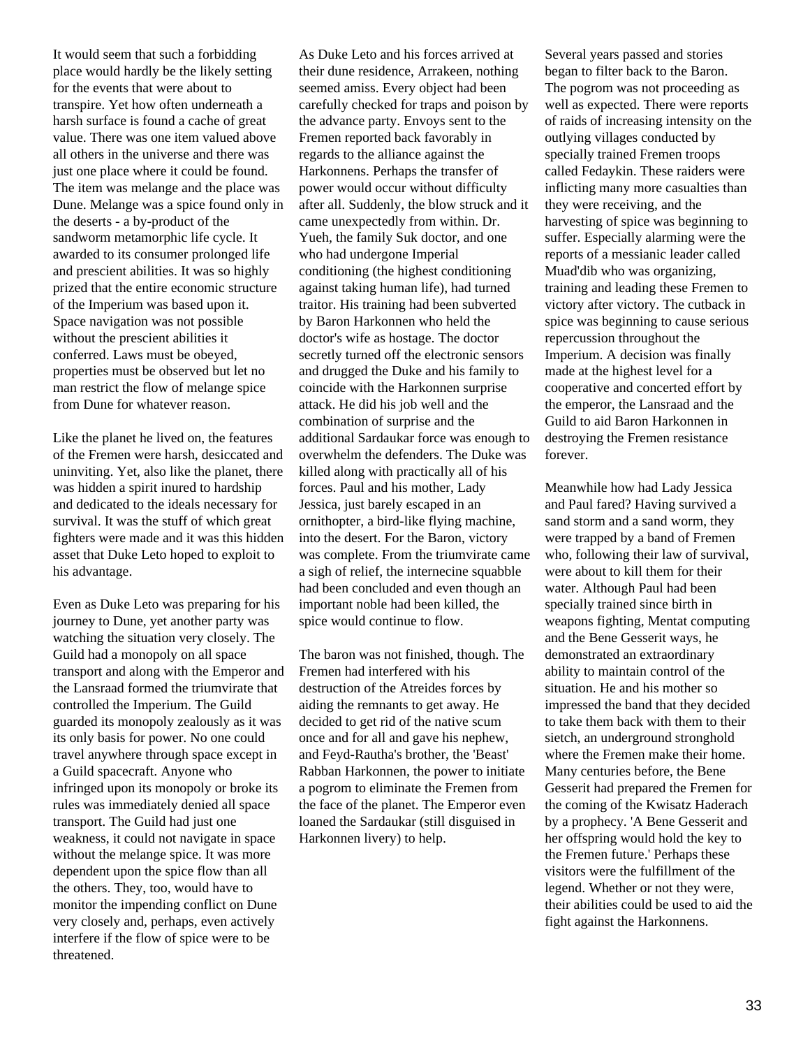It would seem that such a forbidding place would hardly be the likely setting for the events that were about to transpire. Yet how often underneath a harsh surface is found a cache of great value. There was one item valued above all others in the universe and there was just one place where it could be found. The item was melange and the place was Dune. Melange was a spice found only in the deserts - a by-product of the sandworm metamorphic life cycle. It awarded to its consumer prolonged life and prescient abilities. It was so highly prized that the entire economic structure of the Imperium was based upon it. Space navigation was not possible without the prescient abilities it conferred. Laws must be obeyed, properties must be observed but let no man restrict the flow of melange spice from Dune for whatever reason.

Like the planet he lived on, the features of the Fremen were harsh, desiccated and uninviting. Yet, also like the planet, there was hidden a spirit inured to hardship and dedicated to the ideals necessary for survival. It was the stuff of which great fighters were made and it was this hidden asset that Duke Leto hoped to exploit to his advantage.

Even as Duke Leto was preparing for his journey to Dune, yet another party was watching the situation very closely. The Guild had a monopoly on all space transport and along with the Emperor and the Lansraad formed the triumvirate that controlled the Imperium. The Guild guarded its monopoly zealously as it was its only basis for power. No one could travel anywhere through space except in a Guild spacecraft. Anyone who infringed upon its monopoly or broke its rules was immediately denied all space transport. The Guild had just one weakness, it could not navigate in space without the melange spice. It was more dependent upon the spice flow than all the others. They, too, would have to monitor the impending conflict on Dune very closely and, perhaps, even actively interfere if the flow of spice were to be threatened.

As Duke Leto and his forces arrived at their dune residence, Arrakeen, nothing seemed amiss. Every object had been carefully checked for traps and poison by the advance party. Envoys sent to the Fremen reported back favorably in regards to the alliance against the Harkonnens. Perhaps the transfer of power would occur without difficulty after all. Suddenly, the blow struck and it came unexpectedly from within. Dr. Yueh, the family Suk doctor, and one who had undergone Imperial conditioning (the highest conditioning against taking human life), had turned traitor. His training had been subverted by Baron Harkonnen who held the doctor's wife as hostage. The doctor secretly turned off the electronic sensors and drugged the Duke and his family to coincide with the Harkonnen surprise attack. He did his job well and the combination of surprise and the additional Sardaukar force was enough to overwhelm the defenders. The Duke was killed along with practically all of his forces. Paul and his mother, Lady Jessica, just barely escaped in an ornithopter, a bird-like flying machine, into the desert. For the Baron, victory was complete. From the triumvirate came a sigh of relief, the internecine squabble had been concluded and even though an important noble had been killed, the spice would continue to flow.

The baron was not finished, though. The Fremen had interfered with his destruction of the Atreides forces by aiding the remnants to get away. He decided to get rid of the native scum once and for all and gave his nephew, and Feyd-Rautha's brother, the 'Beast' Rabban Harkonnen, the power to initiate a pogrom to eliminate the Fremen from the face of the planet. The Emperor even loaned the Sardaukar (still disguised in Harkonnen livery) to help.

Several years passed and stories began to filter back to the Baron. The pogrom was not proceeding as well as expected. There were reports of raids of increasing intensity on the outlying villages conducted by specially trained Fremen troops called Fedaykin. These raiders were inflicting many more casualties than they were receiving, and the harvesting of spice was beginning to suffer. Especially alarming were the reports of a messianic leader called Muad'dib who was organizing, training and leading these Fremen to victory after victory. The cutback in spice was beginning to cause serious repercussion throughout the Imperium. A decision was finally made at the highest level for a cooperative and concerted effort by the emperor, the Lansraad and the Guild to aid Baron Harkonnen in destroying the Fremen resistance forever.

Meanwhile how had Lady Jessica and Paul fared? Having survived a sand storm and a sand worm, they were trapped by a band of Fremen who, following their law of survival, were about to kill them for their water. Although Paul had been specially trained since birth in weapons fighting, Mentat computing and the Bene Gesserit ways, he demonstrated an extraordinary ability to maintain control of the situation. He and his mother so impressed the band that they decided to take them back with them to their sietch, an underground stronghold where the Fremen make their home. Many centuries before, the Bene Gesserit had prepared the Fremen for the coming of the Kwisatz Haderach by a prophecy. 'A Bene Gesserit and her offspring would hold the key to the Fremen future.' Perhaps these visitors were the fulfillment of the legend. Whether or not they were, their abilities could be used to aid the fight against the Harkonnens.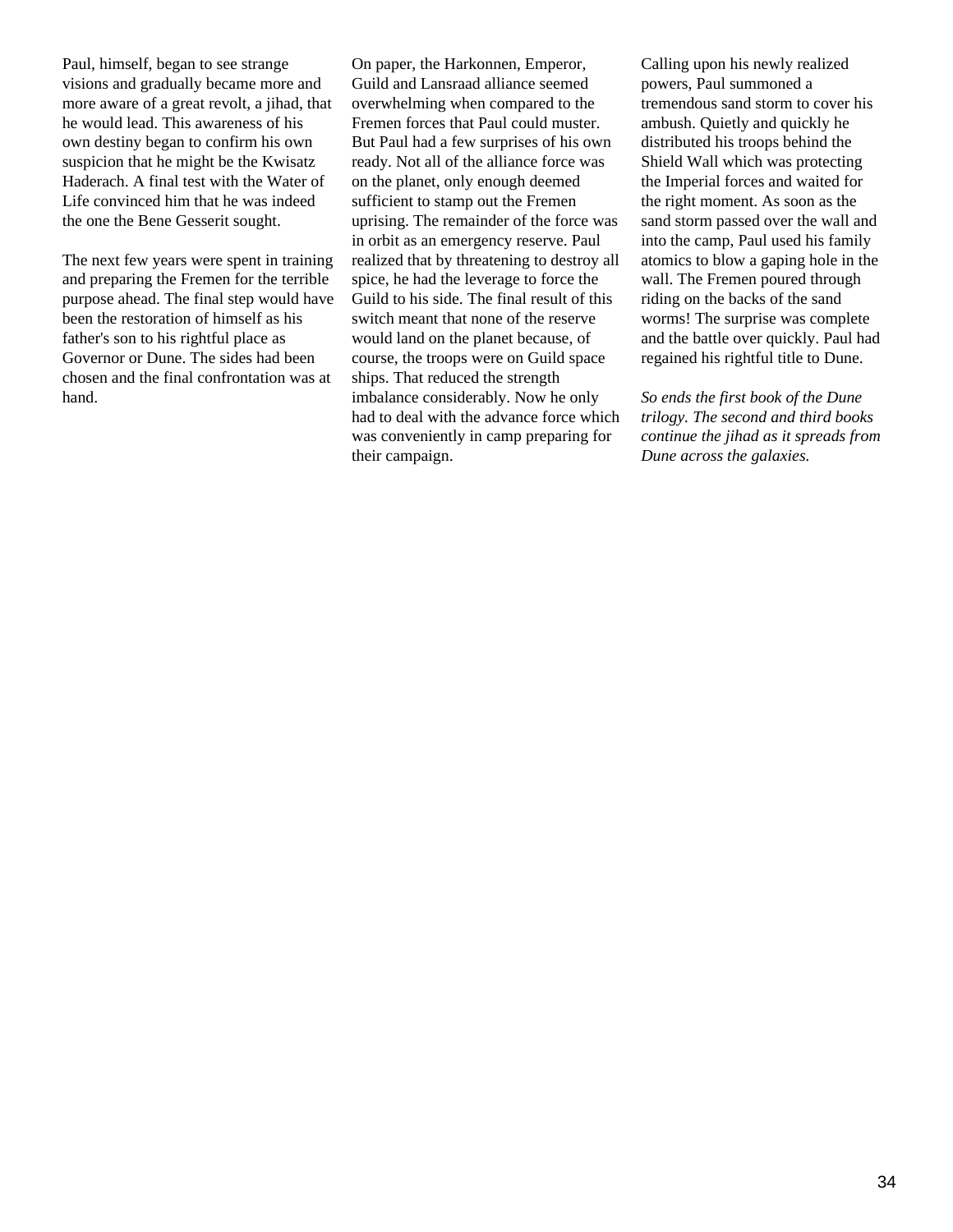Paul, himself, began to see strange visions and gradually became more and more aware of a great revolt, a jihad, that he would lead. This awareness of his own destiny began to confirm his own suspicion that he might be the Kwisatz Haderach. A final test with the Water of Life convinced him that he was indeed the one the Bene Gesserit sought.

The next few years were spent in training and preparing the Fremen for the terrible purpose ahead. The final step would have been the restoration of himself as his father's son to his rightful place as Governor or Dune. The sides had been chosen and the final confrontation was at hand.

On paper, the Harkonnen, Emperor, Guild and Lansraad alliance seemed overwhelming when compared to the Fremen forces that Paul could muster. But Paul had a few surprises of his own ready. Not all of the alliance force was on the planet, only enough deemed sufficient to stamp out the Fremen uprising. The remainder of the force was in orbit as an emergency reserve. Paul realized that by threatening to destroy all spice, he had the leverage to force the Guild to his side. The final result of this switch meant that none of the reserve would land on the planet because, of course, the troops were on Guild space ships. That reduced the strength imbalance considerably. Now he only had to deal with the advance force which was conveniently in camp preparing for their campaign.

Calling upon his newly realized powers, Paul summoned a tremendous sand storm to cover his ambush. Quietly and quickly he distributed his troops behind the Shield Wall which was protecting the Imperial forces and waited for the right moment. As soon as the sand storm passed over the wall and into the camp, Paul used his family atomics to blow a gaping hole in the wall. The Fremen poured through riding on the backs of the sand worms! The surprise was complete and the battle over quickly. Paul had regained his rightful title to Dune.

*So ends the first book of the Dune trilogy. The second and third books continue the jihad as it spreads from Dune across the galaxies.*